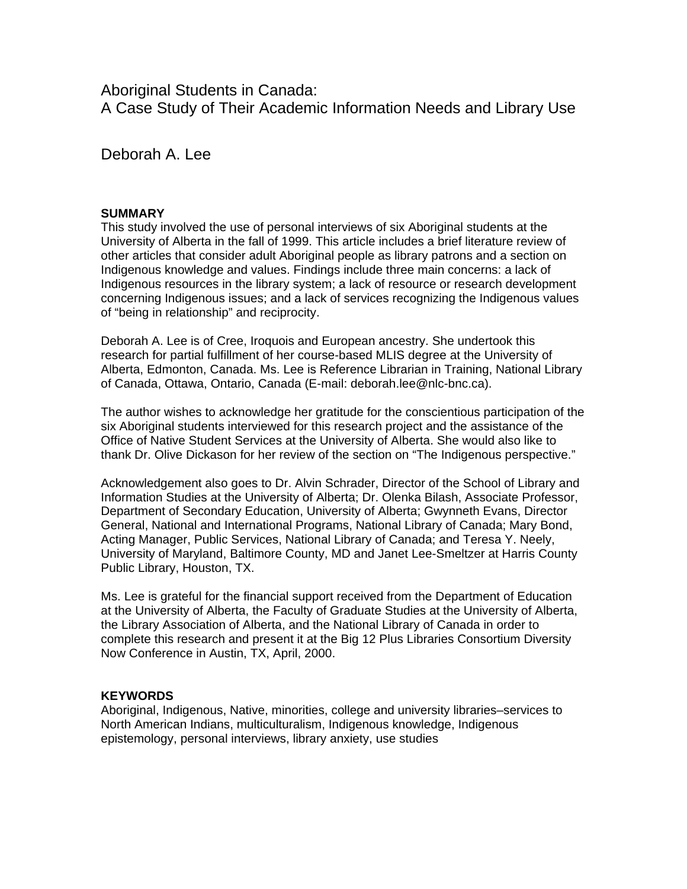# Aboriginal Students in Canada: A Case Study of Their Academic Information Needs and Library Use

Deborah A. Lee

**SUMMARY**

This study involved the use of personal interviews of six Aboriginal students at the University of Alberta in the fall of 1999. This article includes a brief literature review of other articles that consider adult Aboriginal people as library patrons and a section on Indigenous knowledge and values. Findings include three main concerns: a lack of Indigenous resources in the library system; a lack of resource or research development concerning Indigenous issues; and a lack of services recognizing the Indigenous values of "being in relationship" and reciprocity.

Deborah A. Lee is of Cree, Iroquois and European ancestry. She undertook this research for partial fulfillment of her course-based MLIS degree at the University of Alberta, Edmonton, Canada. Ms. Lee is Reference Librarian in Training, National Library of Canada, Ottawa, Ontario, Canada (E-mail: deborah.lee@nlc-bnc.ca).

The author wishes to acknowledge her gratitude for the conscientious participation of the six Aboriginal students interviewed for this research project and the assistance of the Office of Native Student Services at the University of Alberta. She would also like to thank Dr. Olive Dickason for her review of the section on "The Indigenous perspective."

Acknowledgement also goes to Dr. Alvin Schrader, Director of the School of Library and Information Studies at the University of Alberta; Dr. Olenka Bilash, Associate Professor, Department of Secondary Education, University of Alberta; Gwynneth Evans, Director General, National and International Programs, National Library of Canada; Mary Bond, Acting Manager, Public Services, National Library of Canada; and Teresa Y. Neely, University of Maryland, Baltimore County, MD and Janet Lee-Smeltzer at Harris County Public Library, Houston, TX.

Ms. Lee is grateful for the financial support received from the Department of Education at the University of Alberta, the Faculty of Graduate Studies at the University of Alberta, the Library Association of Alberta, and the National Library of Canada in order to complete this research and present it at the Big 12 Plus Libraries Consortium Diversity Now Conference in Austin, TX, April, 2000.

**KEYWORDS**

Aboriginal, Indigenous, Native, minorities, college and university libraries–services to North American Indians, multiculturalism, Indigenous knowledge, Indigenous epistemology, personal interviews, library anxiety, use studies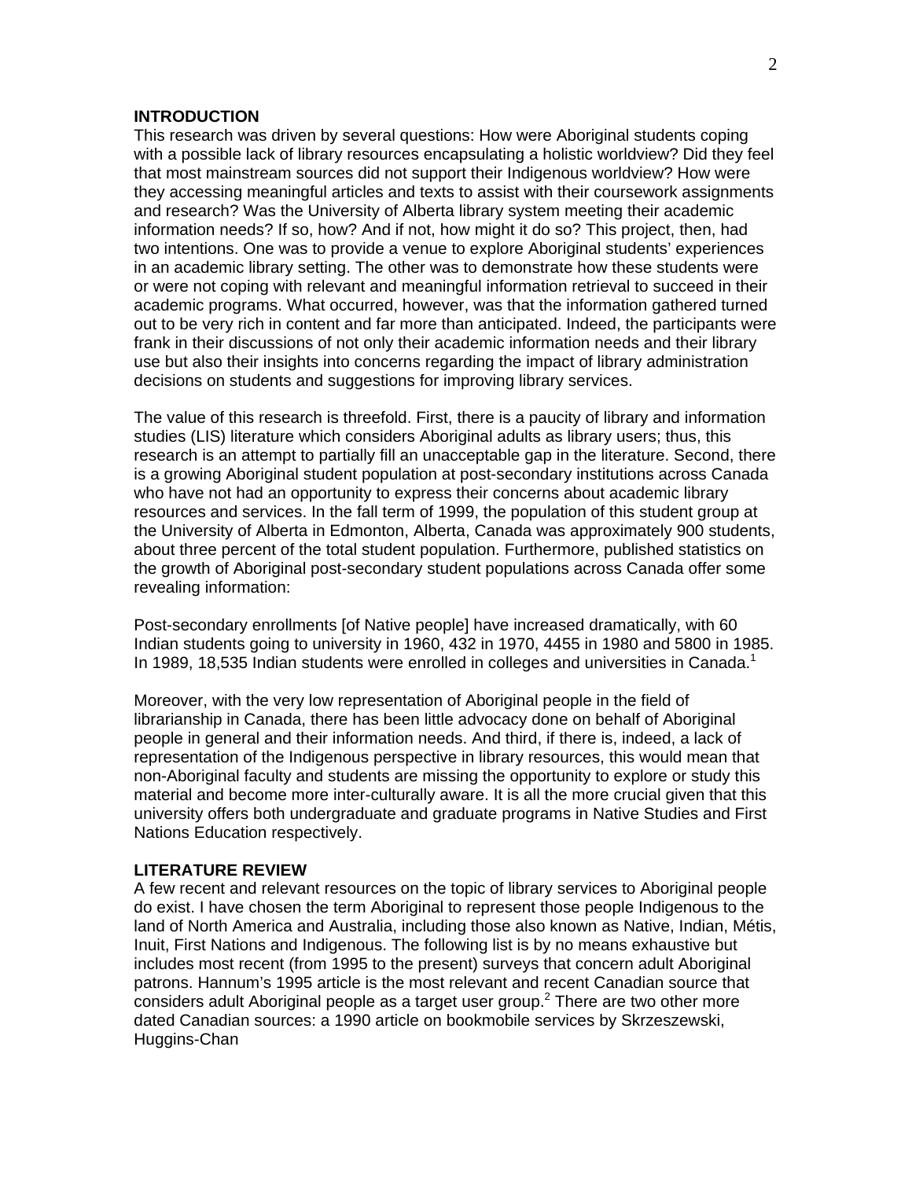## INTRODUCTION

This research was driven by several questions: How were Aboriginal students coping with a possible lack of library resources encapsulating a holistic worldview? Did they feel that most mainstream sources did not support their Indigenous worldview? How were they accessing meaningful articles and texts to assist with their coursework assignments and research? Was the University of Alberta library system meeting their academic information needs? If so, how? And if not, how might it do so? This project, then, had two intentions. One was to provide a venue to explore Aboriginal students' experiences in an academic library setting. The other was to demonstrate how these students were or were not coping with relevant and meaningful information retrieval to succeed in their academic programs. What occurred, however, was that the information gathered turned out to be very rich in content and far more than anticipated. Indeed, the participants were frank in their discussions of not only their academic information needs and their library use but also their insights into concerns regarding the impact of library administration decisions on students and suggestions for improving library services.

The value of this research is threefold. First, there is a paucity of library and information studies (LIS) literature which considers Aboriginal adults as library users; thus, this research is an attempt to partially fill an unacceptable gap in the literature. Second, there is a growing Aboriginal student population at post-secondary institutions across Canada who have not had an opportunity to express their concerns about academic library resources and services. In the fall term of 1999, the population of this student group at the University of Alberta in Edmonton, Alberta, Canada was approximately 900 students, about three percent of the total student population. Furthermore, published statistics on the growth of Aboriginal post-secondary student populations across Canada offer some revealing information:

> Post-secondary enrollments [of Native people] have increased dramatically, with 60 Indian students going to university in 1960, 432 in 1970, 4455 in 1980 and 5800 in 1985. In 1989, 18,535 Indian students were enrolled in colleges and universities in Canada.[1]

Moreover, with the very low representation of Aboriginal people in the field of librarianship in Canada, there has been little advocacy done on behalf of Aboriginal people in general and their information needs. And third, if there is, indeed, a lack of representation of the Indigenous perspective in library resources, this would mean that non-Aboriginal faculty and students are missing the opportunity to explore or study this material and become more inter-culturally aware. It is all the more crucial given that this university offers both undergraduate and graduate programs in Native Studies and First Nations Education respectively.

## LITERATURE REVIEW

A few recent and relevant resources on the topic of library services to Aboriginal people do exist. I have chosen the term Aboriginal to represent those people Indigenous to the land of North America and Australia, including those also known as Native, Indian, Métis, Inuit, First Nations and Indigenous. The following list is by no means exhaustive but includes most recent (from 1995 to the present) surveys that concern adult Aboriginal patrons. Hannum's 1995 article is the most relevant and recent Canadian source that considers adult Aboriginal people as a target user group.[2] There are two other more dated Canadian sources: a 1990 article on bookmobile services by Skrzeszewski, Huggins-Chan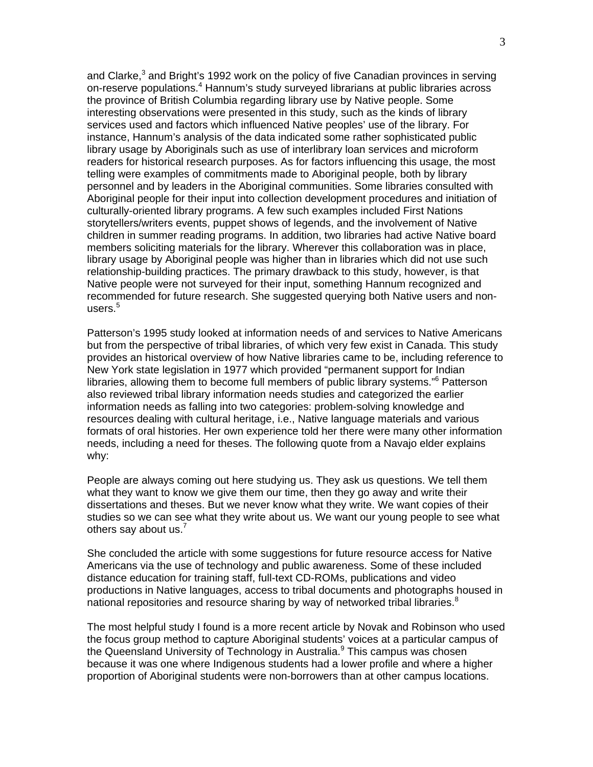and Clarke,[3] and Bright's 1992 work on the policy of five Canadian provinces in serving on-reserve populations.[4] Hannum's study surveyed librarians at public libraries across the province of British Columbia regarding library use by Native people. Some interesting observations were presented in this study, such as the kinds of library services used and factors which influenced Native peoples' use of the library. For instance, Hannum's analysis of the data indicated some rather sophisticated public library usage by Aboriginals such as use of interlibrary loan services and microform readers for historical research purposes. As for factors influencing this usage, the most telling were examples of commitments made to Aboriginal people, both by library personnel and by leaders in the Aboriginal communities. Some libraries consulted with Aboriginal people for their input into collection development procedures and initiation of culturally-oriented library programs. A few such examples included First Nations storytellers/writers events, puppet shows of legends, and the involvement of Native children in summer reading programs. In addition, two libraries had active Native board members soliciting materials for the library. Wherever this collaboration was in place, library usage by Aboriginal people was higher than in libraries which did not use such relationship-building practices. The primary drawback to this study, however, is that Native people were not surveyed for their input, something Hannum recognized and recommended for future research. She suggested querying both Native users and non-users.[5]

Patterson's 1995 study looked at information needs of and services to Native Americans but from the perspective of tribal libraries, of which very few exist in Canada. This study provides an historical overview of how Native libraries came to be, including reference to New York state legislation in 1977 which provided "permanent support for Indian libraries, allowing them to become full members of public library systems."[6] Patterson also reviewed tribal library information needs studies and categorized the earlier information needs as falling into two categories: problem-solving knowledge and resources dealing with cultural heritage, i.e., Native language materials and various formats of oral histories. Her own experience told her there were many other information needs, including a need for theses. The following quote from a Navajo elder explains why:

People are always coming out here studying us. They ask us questions. We tell them what they want to know we give them our time, then they go away and write their dissertations and theses. But we never know what they write. We want copies of their studies so we can see what they write about us. We want our young people to see what others say about us.[7]

She concluded the article with some suggestions for future resource access for Native Americans via the use of technology and public awareness. Some of these included distance education for training staff, full-text CD-ROMs, publications and video productions in Native languages, access to tribal documents and photographs housed in national repositories and resource sharing by way of networked tribal libraries.[8]

The most helpful study I found is a more recent article by Novak and Robinson who used the focus group method to capture Aboriginal students' voices at a particular campus of the Queensland University of Technology in Australia.[9] This campus was chosen because it was one where Indigenous students had a lower profile and where a higher proportion of Aboriginal students were non-borrowers than at other campus locations.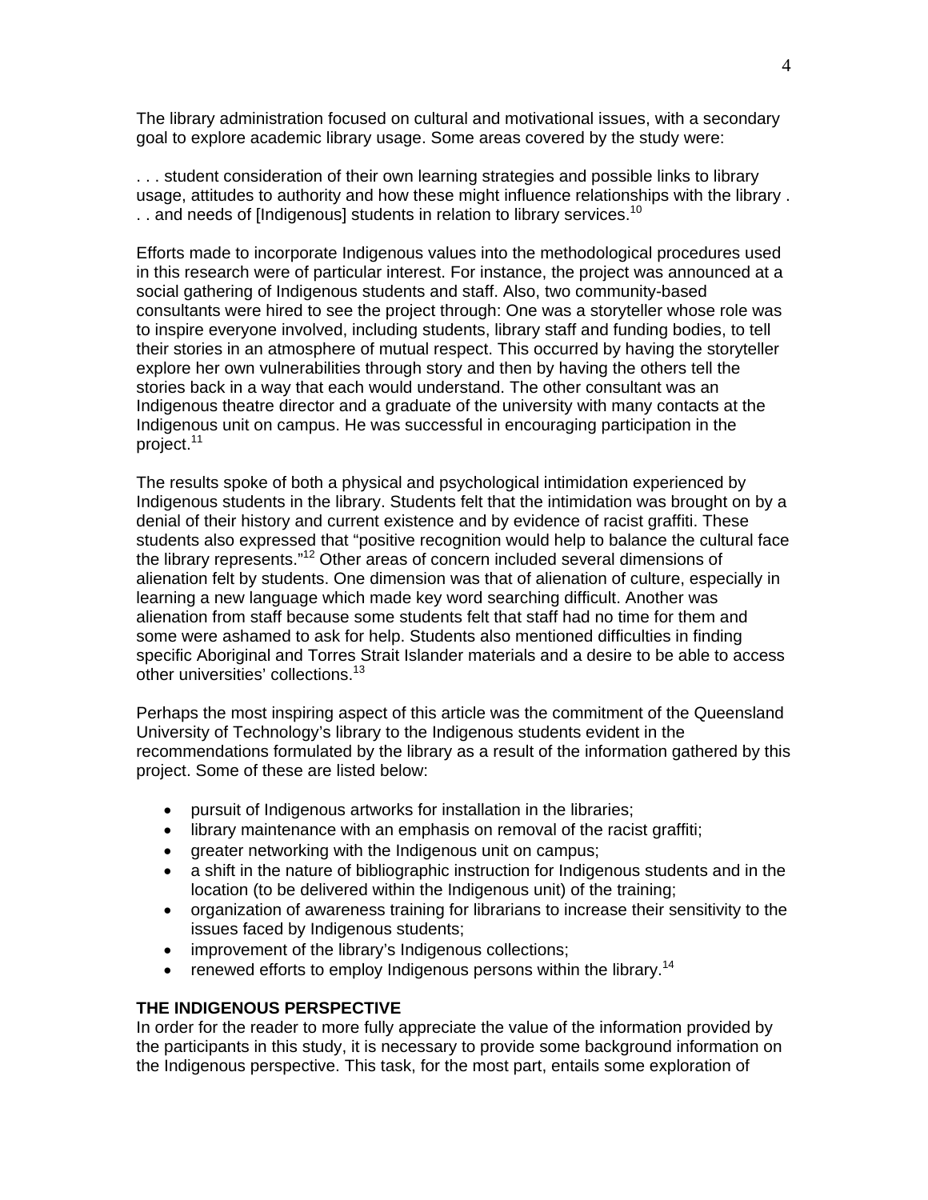The library administration focused on cultural and motivational issues, with a secondary goal to explore academic library usage. Some areas covered by the study were:

. . . student consideration of their own learning strategies and possible links to library usage, attitudes to authority and how these might influence relationships with the library . . . and needs of [Indigenous] students in relation to library services.[10]

Efforts made to incorporate Indigenous values into the methodological procedures used in this research were of particular interest. For instance, the project was announced at a social gathering of Indigenous students and staff. Also, two community-based consultants were hired to see the project through: One was a storyteller whose role was to inspire everyone involved, including students, library staff and funding bodies, to tell their stories in an atmosphere of mutual respect. This occurred by having the storyteller explore her own vulnerabilities through story and then by having the others tell the stories back in a way that each would understand. The other consultant was an Indigenous theatre director and a graduate of the university with many contacts at the Indigenous unit on campus. He was successful in encouraging participation in the project.[11]

The results spoke of both a physical and psychological intimidation experienced by Indigenous students in the library. Students felt that the intimidation was brought on by a denial of their history and current existence and by evidence of racist graffiti. These students also expressed that "positive recognition would help to balance the cultural face the library represents."[12] Other areas of concern included several dimensions of alienation felt by students. One dimension was that of alienation of culture, especially in learning a new language which made key word searching difficult. Another was alienation from staff because some students felt that staff had no time for them and some were ashamed to ask for help. Students also mentioned difficulties in finding specific Aboriginal and Torres Strait Islander materials and a desire to be able to access other universities' collections.[13]

Perhaps the most inspiring aspect of this article was the commitment of the Queensland University of Technology's library to the Indigenous students evident in the recommendations formulated by the library as a result of the information gathered by this project. Some of these are listed below:

- pursuit of Indigenous artworks for installation in the libraries;
- library maintenance with an emphasis on removal of the racist graffiti;
- greater networking with the Indigenous unit on campus;
- a shift in the nature of bibliographic instruction for Indigenous students and in the location (to be delivered within the Indigenous unit) of the training;
- organization of awareness training for librarians to increase their sensitivity to the issues faced by Indigenous students;
- improvement of the library's Indigenous collections;
- renewed efforts to employ Indigenous persons within the library.[14]

## THE INDIGENOUS PERSPECTIVE

In order for the reader to more fully appreciate the value of the information provided by the participants in this study, it is necessary to provide some background information on the Indigenous perspective. This task, for the most part, entails some exploration of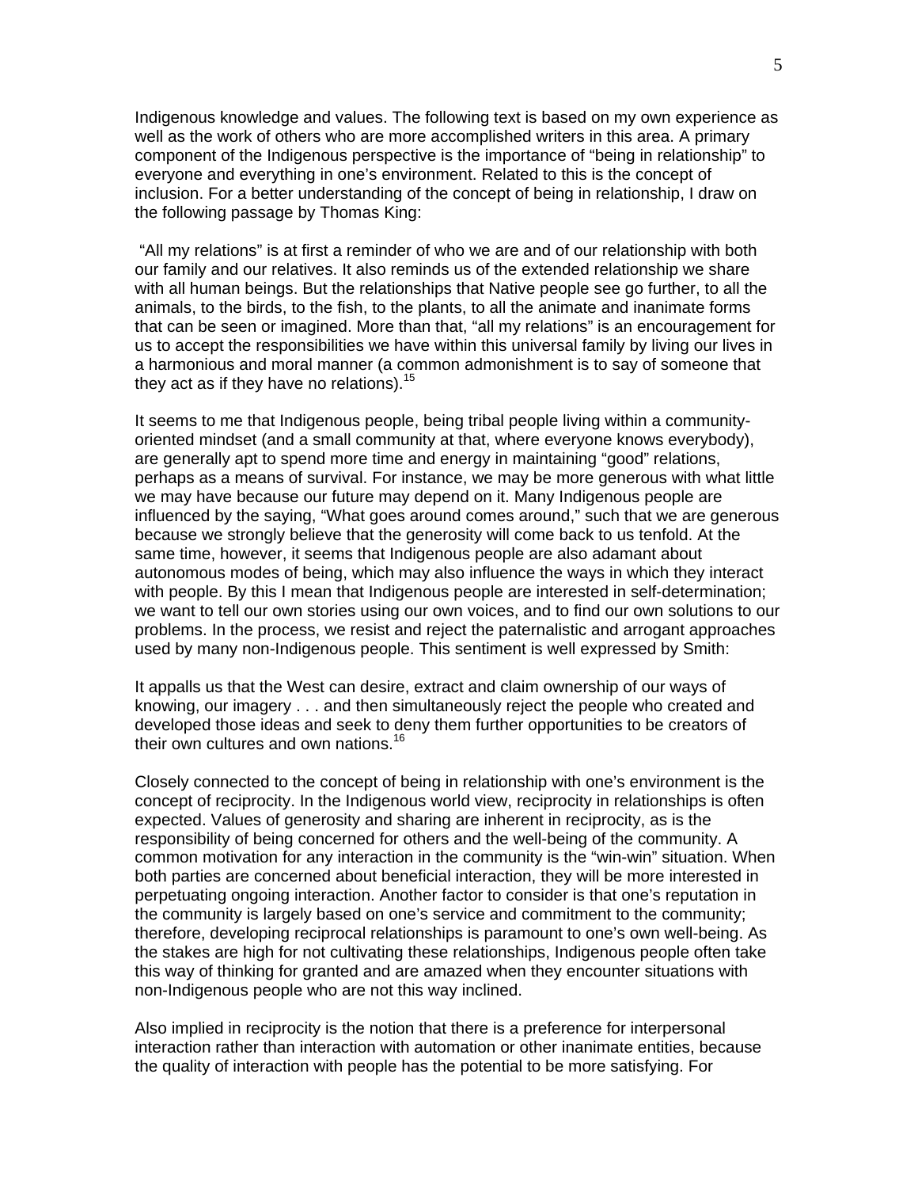Indigenous knowledge and values. The following text is based on my own experience as well as the work of others who are more accomplished writers in this area. A primary component of the Indigenous perspective is the importance of "being in relationship" to everyone and everything in one's environment. Related to this is the concept of inclusion. For a better understanding of the concept of being in relationship, I draw on the following passage by Thomas King:

> "All my relations" is at first a reminder of who we are and of our relationship with both our family and our relatives. It also reminds us of the extended relationship we share with all human beings. But the relationships that Native people see go further, to all the animals, to the birds, to the fish, to the plants, to all the animate and inanimate forms that can be seen or imagined. More than that, "all my relations" is an encouragement for us to accept the responsibilities we have within this universal family by living our lives in a harmonious and moral manner (a common admonishment is to say of someone that they act as if they have no relations).[15]

It seems to me that Indigenous people, being tribal people living within a community-oriented mindset (and a small community at that, where everyone knows everybody), are generally apt to spend more time and energy in maintaining "good" relations, perhaps as a means of survival. For instance, we may be more generous with what little we may have because our future may depend on it. Many Indigenous people are influenced by the saying, "What goes around comes around," such that we are generous because we strongly believe that the generosity will come back to us tenfold. At the same time, however, it seems that Indigenous people are also adamant about autonomous modes of being, which may also influence the ways in which they interact with people. By this I mean that Indigenous people are interested in self-determination; we want to tell our own stories using our own voices, and to find our own solutions to our problems. In the process, we resist and reject the paternalistic and arrogant approaches used by many non-Indigenous people. This sentiment is well expressed by Smith:

> It appalls us that the West can desire, extract and claim ownership of our ways of knowing, our imagery . . . and then simultaneously reject the people who created and developed those ideas and seek to deny them further opportunities to be creators of their own cultures and own nations.[16]

Closely connected to the concept of being in relationship with one's environment is the concept of reciprocity. In the Indigenous world view, reciprocity in relationships is often expected. Values of generosity and sharing are inherent in reciprocity, as is the responsibility of being concerned for others and the well-being of the community. A common motivation for any interaction in the community is the "win-win" situation. When both parties are concerned about beneficial interaction, they will be more interested in perpetuating ongoing interaction. Another factor to consider is that one's reputation in the community is largely based on one's service and commitment to the community; therefore, developing reciprocal relationships is paramount to one's own well-being. As the stakes are high for not cultivating these relationships, Indigenous people often take this way of thinking for granted and are amazed when they encounter situations with non-Indigenous people who are not this way inclined.

Also implied in reciprocity is the notion that there is a preference for interpersonal interaction rather than interaction with automation or other inanimate entities, because the quality of interaction with people has the potential to be more satisfying. For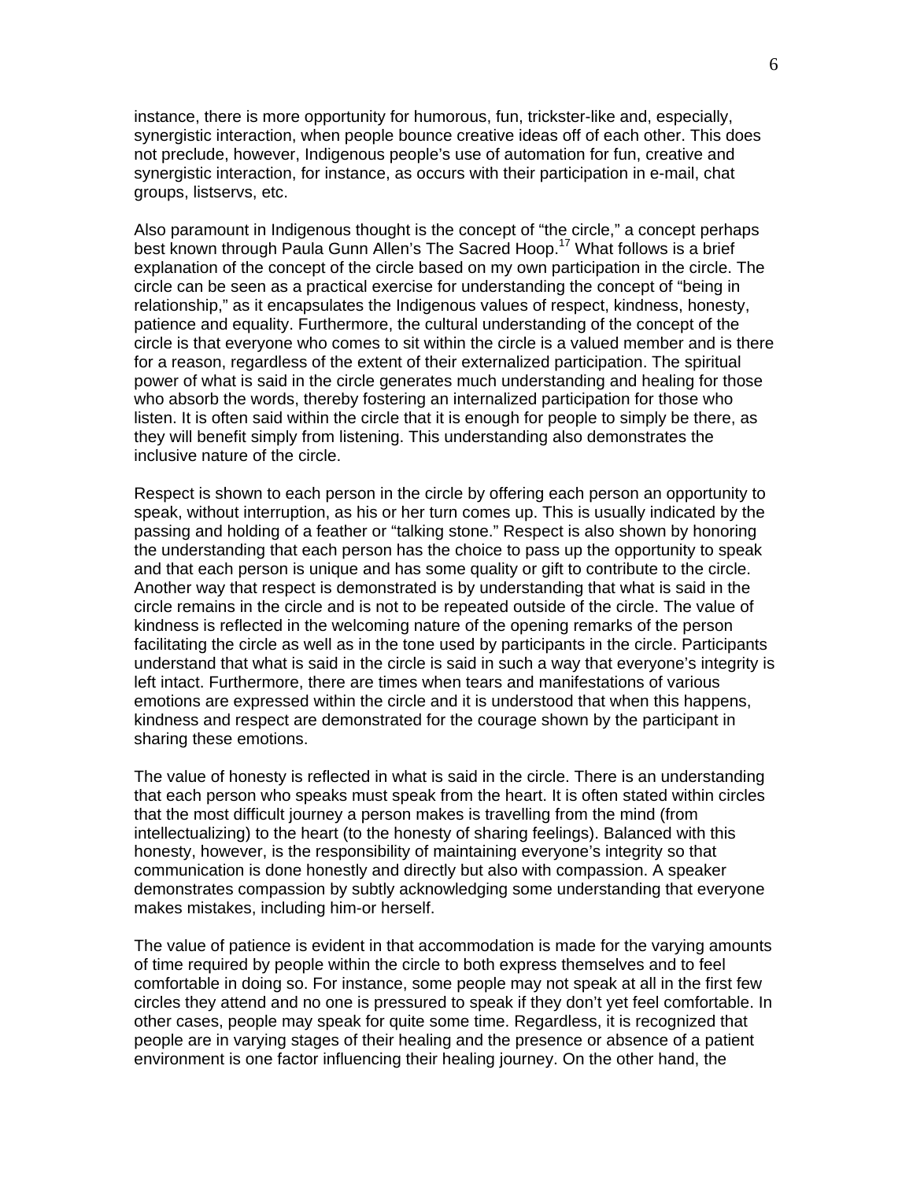instance, there is more opportunity for humorous, fun, trickster-like and, especially, synergistic interaction, when people bounce creative ideas off of each other. This does not preclude, however, Indigenous people's use of automation for fun, creative and synergistic interaction, for instance, as occurs with their participation in e-mail, chat groups, listservs, etc.

Also paramount in Indigenous thought is the concept of "the circle," a concept perhaps best known through Paula Gunn Allen's The Sacred Hoop.[17] What follows is a brief explanation of the concept of the circle based on my own participation in the circle. The circle can be seen as a practical exercise for understanding the concept of "being in relationship," as it encapsulates the Indigenous values of respect, kindness, honesty, patience and equality. Furthermore, the cultural understanding of the concept of the circle is that everyone who comes to sit within the circle is a valued member and is there for a reason, regardless of the extent of their externalized participation. The spiritual power of what is said in the circle generates much understanding and healing for those who absorb the words, thereby fostering an internalized participation for those who listen. It is often said within the circle that it is enough for people to simply be there, as they will benefit simply from listening. This understanding also demonstrates the inclusive nature of the circle.

Respect is shown to each person in the circle by offering each person an opportunity to speak, without interruption, as his or her turn comes up. This is usually indicated by the passing and holding of a feather or "talking stone." Respect is also shown by honoring the understanding that each person has the choice to pass up the opportunity to speak and that each person is unique and has some quality or gift to contribute to the circle. Another way that respect is demonstrated is by understanding that what is said in the circle remains in the circle and is not to be repeated outside of the circle. The value of kindness is reflected in the welcoming nature of the opening remarks of the person facilitating the circle as well as in the tone used by participants in the circle. Participants understand that what is said in the circle is said in such a way that everyone's integrity is left intact. Furthermore, there are times when tears and manifestations of various emotions are expressed within the circle and it is understood that when this happens, kindness and respect are demonstrated for the courage shown by the participant in sharing these emotions.

The value of honesty is reflected in what is said in the circle. There is an understanding that each person who speaks must speak from the heart. It is often stated within circles that the most difficult journey a person makes is travelling from the mind (from intellectualizing) to the heart (to the honesty of sharing feelings). Balanced with this honesty, however, is the responsibility of maintaining everyone's integrity so that communication is done honestly and directly but also with compassion. A speaker demonstrates compassion by subtly acknowledging some understanding that everyone makes mistakes, including him-or herself.

The value of patience is evident in that accommodation is made for the varying amounts of time required by people within the circle to both express themselves and to feel comfortable in doing so. For instance, some people may not speak at all in the first few circles they attend and no one is pressured to speak if they don't yet feel comfortable. In other cases, people may speak for quite some time. Regardless, it is recognized that people are in varying stages of their healing and the presence or absence of a patient environment is one factor influencing their healing journey. On the other hand, the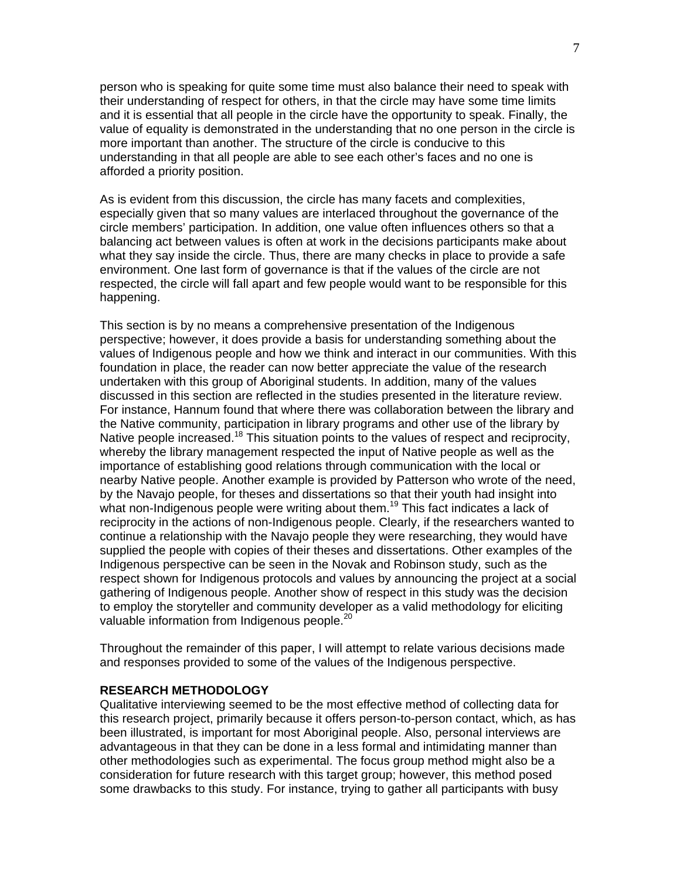person who is speaking for quite some time must also balance their need to speak with their understanding of respect for others, in that the circle may have some time limits and it is essential that all people in the circle have the opportunity to speak. Finally, the value of equality is demonstrated in the understanding that no one person in the circle is more important than another. The structure of the circle is conducive to this understanding in that all people are able to see each other's faces and no one is afforded a priority position.

As is evident from this discussion, the circle has many facets and complexities, especially given that so many values are interlaced throughout the governance of the circle members' participation. In addition, one value often influences others so that a balancing act between values is often at work in the decisions participants make about what they say inside the circle. Thus, there are many checks in place to provide a safe environment. One last form of governance is that if the values of the circle are not respected, the circle will fall apart and few people would want to be responsible for this happening.

This section is by no means a comprehensive presentation of the Indigenous perspective; however, it does provide a basis for understanding something about the values of Indigenous people and how we think and interact in our communities. With this foundation in place, the reader can now better appreciate the value of the research undertaken with this group of Aboriginal students. In addition, many of the values discussed in this section are reflected in the studies presented in the literature review. For instance, Hannum found that where there was collaboration between the library and the Native community, participation in library programs and other use of the library by Native people increased.[18] This situation points to the values of respect and reciprocity, whereby the library management respected the input of Native people as well as the importance of establishing good relations through communication with the local or nearby Native people. Another example is provided by Patterson who wrote of the need, by the Navajo people, for theses and dissertations so that their youth had insight into what non-Indigenous people were writing about them.[19] This fact indicates a lack of reciprocity in the actions of non-Indigenous people. Clearly, if the researchers wanted to continue a relationship with the Navajo people they were researching, they would have supplied the people with copies of their theses and dissertations. Other examples of the Indigenous perspective can be seen in the Novak and Robinson study, such as the respect shown for Indigenous protocols and values by announcing the project at a social gathering of Indigenous people. Another show of respect in this study was the decision to employ the storyteller and community developer as a valid methodology for eliciting valuable information from Indigenous people.[20]

Throughout the remainder of this paper, I will attempt to relate various decisions made and responses provided to some of the values of the Indigenous perspective.

## RESEARCH METHODOLOGY

Qualitative interviewing seemed to be the most effective method of collecting data for this research project, primarily because it offers person-to-person contact, which, as has been illustrated, is important for most Aboriginal people. Also, personal interviews are advantageous in that they can be done in a less formal and intimidating manner than other methodologies such as experimental. The focus group method might also be a consideration for future research with this target group; however, this method posed some drawbacks to this study. For instance, trying to gather all participants with busy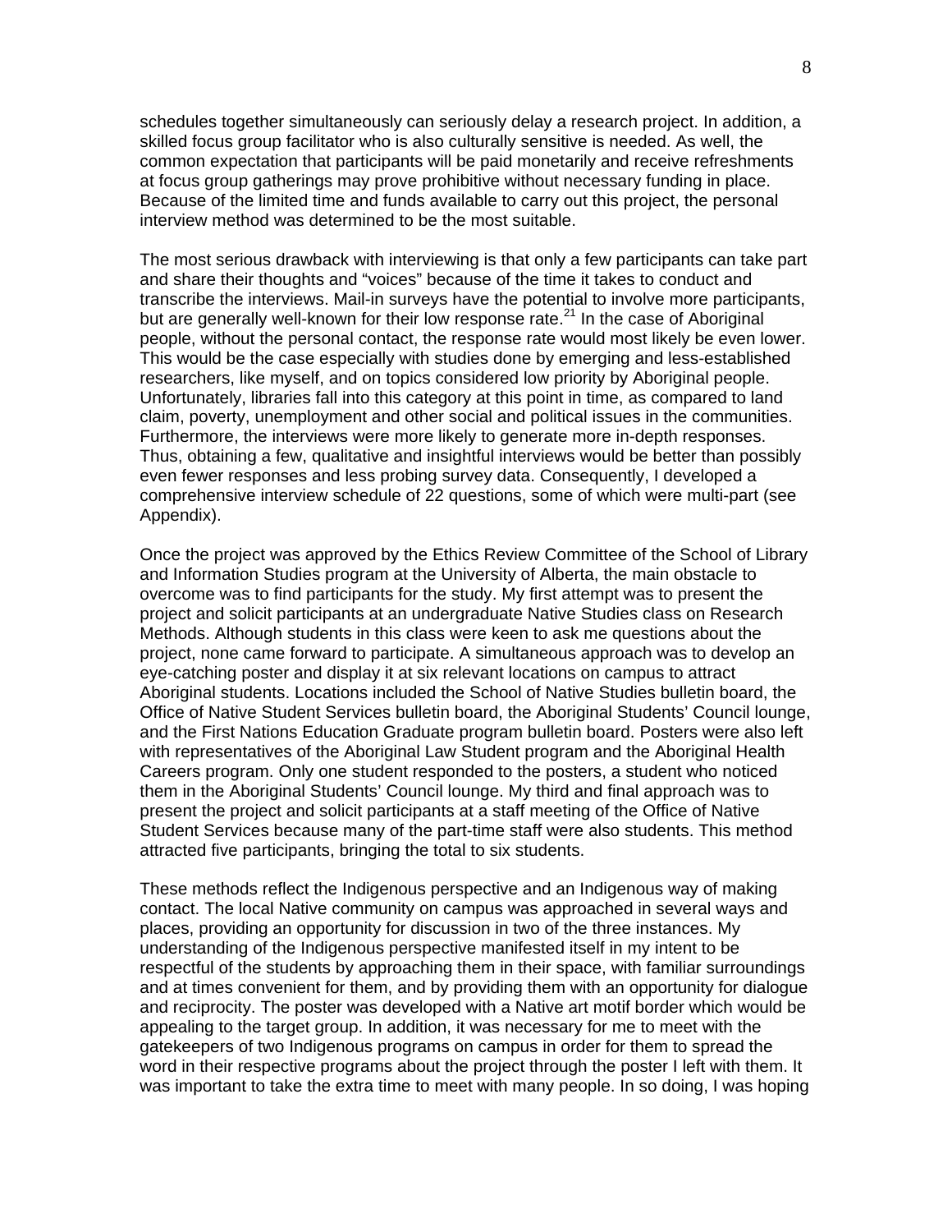schedules together simultaneously can seriously delay a research project. In addition, a skilled focus group facilitator who is also culturally sensitive is needed. As well, the common expectation that participants will be paid monetarily and receive refreshments at focus group gatherings may prove prohibitive without necessary funding in place. Because of the limited time and funds available to carry out this project, the personal interview method was determined to be the most suitable.

The most serious drawback with interviewing is that only a few participants can take part and share their thoughts and "voices" because of the time it takes to conduct and transcribe the interviews. Mail-in surveys have the potential to involve more participants, but are generally well-known for their low response rate.[21] In the case of Aboriginal people, without the personal contact, the response rate would most likely be even lower. This would be the case especially with studies done by emerging and less-established researchers, like myself, and on topics considered low priority by Aboriginal people. Unfortunately, libraries fall into this category at this point in time, as compared to land claim, poverty, unemployment and other social and political issues in the communities. Furthermore, the interviews were more likely to generate more in-depth responses. Thus, obtaining a few, qualitative and insightful interviews would be better than possibly even fewer responses and less probing survey data. Consequently, I developed a comprehensive interview schedule of 22 questions, some of which were multi-part (see Appendix).

Once the project was approved by the Ethics Review Committee of the School of Library and Information Studies program at the University of Alberta, the main obstacle to overcome was to find participants for the study. My first attempt was to present the project and solicit participants at an undergraduate Native Studies class on Research Methods. Although students in this class were keen to ask me questions about the project, none came forward to participate. A simultaneous approach was to develop an eye-catching poster and display it at six relevant locations on campus to attract Aboriginal students. Locations included the School of Native Studies bulletin board, the Office of Native Student Services bulletin board, the Aboriginal Students' Council lounge, and the First Nations Education Graduate program bulletin board. Posters were also left with representatives of the Aboriginal Law Student program and the Aboriginal Health Careers program. Only one student responded to the posters, a student who noticed them in the Aboriginal Students' Council lounge. My third and final approach was to present the project and solicit participants at a staff meeting of the Office of Native Student Services because many of the part-time staff were also students. This method attracted five participants, bringing the total to six students.

These methods reflect the Indigenous perspective and an Indigenous way of making contact. The local Native community on campus was approached in several ways and places, providing an opportunity for discussion in two of the three instances. My understanding of the Indigenous perspective manifested itself in my intent to be respectful of the students by approaching them in their space, with familiar surroundings and at times convenient for them, and by providing them with an opportunity for dialogue and reciprocity. The poster was developed with a Native art motif border which would be appealing to the target group. In addition, it was necessary for me to meet with the gatekeepers of two Indigenous programs on campus in order for them to spread the word in their respective programs about the project through the poster I left with them. It was important to take the extra time to meet with many people. In so doing, I was hoping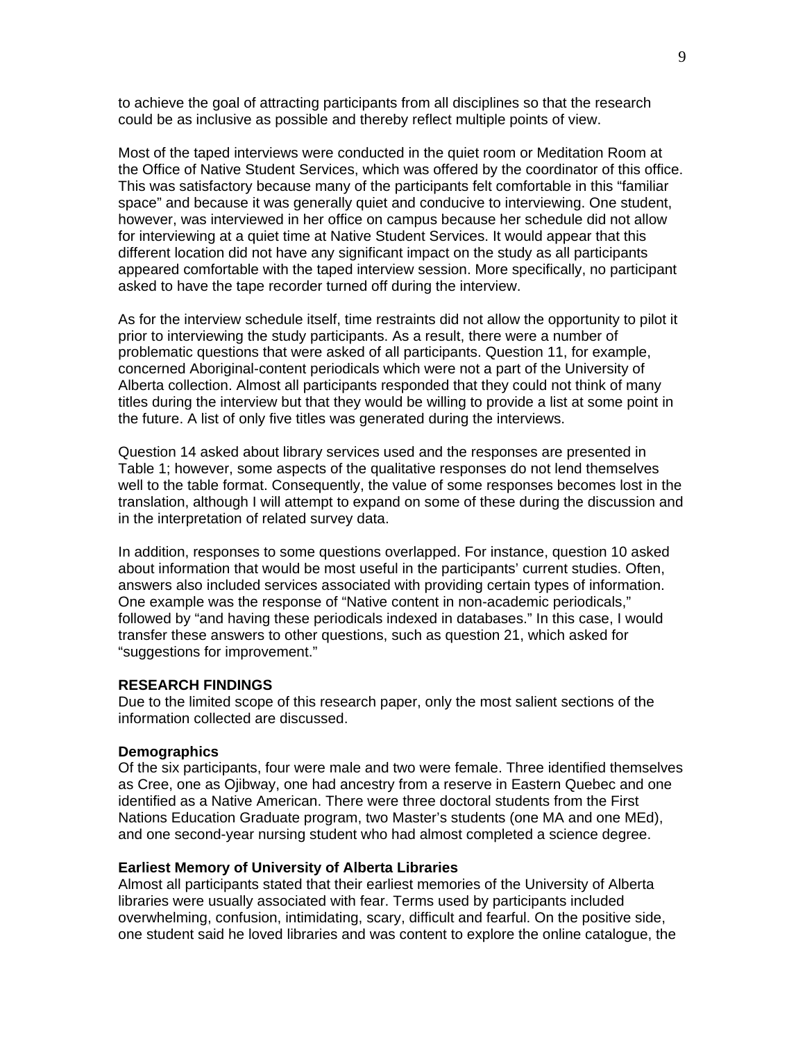to achieve the goal of attracting participants from all disciplines so that the research could be as inclusive as possible and thereby reflect multiple points of view.

Most of the taped interviews were conducted in the quiet room or Meditation Room at the Office of Native Student Services, which was offered by the coordinator of this office. This was satisfactory because many of the participants felt comfortable in this "familiar space" and because it was generally quiet and conducive to interviewing. One student, however, was interviewed in her office on campus because her schedule did not allow for interviewing at a quiet time at Native Student Services. It would appear that this different location did not have any significant impact on the study as all participants appeared comfortable with the taped interview session. More specifically, no participant asked to have the tape recorder turned off during the interview.

As for the interview schedule itself, time restraints did not allow the opportunity to pilot it prior to interviewing the study participants. As a result, there were a number of problematic questions that were asked of all participants. Question 11, for example, concerned Aboriginal-content periodicals which were not a part of the University of Alberta collection. Almost all participants responded that they could not think of many titles during the interview but that they would be willing to provide a list at some point in the future. A list of only five titles was generated during the interviews.

Question 14 asked about library services used and the responses are presented in Table 1; however, some aspects of the qualitative responses do not lend themselves well to the table format. Consequently, the value of some responses becomes lost in the translation, although I will attempt to expand on some of these during the discussion and in the interpretation of related survey data.

In addition, responses to some questions overlapped. For instance, question 10 asked about information that would be most useful in the participants' current studies. Often, answers also included services associated with providing certain types of information. One example was the response of "Native content in non-academic periodicals," followed by "and having these periodicals indexed in databases." In this case, I would transfer these answers to other questions, such as question 21, which asked for "suggestions for improvement."

## RESEARCH FINDINGS

Due to the limited scope of this research paper, only the most salient sections of the information collected are discussed.

### Demographics

Of the six participants, four were male and two were female. Three identified themselves as Cree, one as Ojibway, one had ancestry from a reserve in Eastern Quebec and one identified as a Native American. There were three doctoral students from the First Nations Education Graduate program, two Master's students (one MA and one MEd), and one second-year nursing student who had almost completed a science degree.

### Earliest Memory of University of Alberta Libraries

Almost all participants stated that their earliest memories of the University of Alberta libraries were usually associated with fear. Terms used by participants included overwhelming, confusion, intimidating, scary, difficult and fearful. On the positive side, one student said he loved libraries and was content to explore the online catalogue, the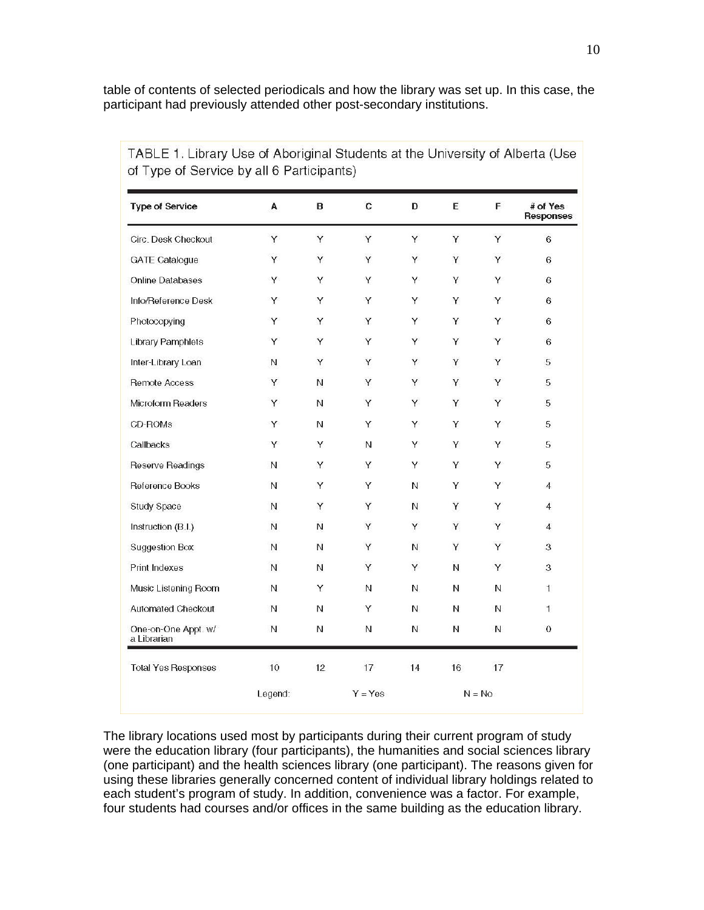table of contents of selected periodicals and how the library was set up. In this case, the participant had previously attended other post-secondary institutions.

TABLE 1. Library Use of Aboriginal Students at the University of Alberta (Use of Type of Service by all 6 Participants)

| Type of Service | A | B | C | D | E | F | # of Yes Responses |
|---|---|---|---|---|---|---|---|
| Circ. Desk Checkout | Y | Y | Y | Y | Y | Y | 6 |
| GATE Catalogue | Y | Y | Y | Y | Y | Y | 6 |
| Online Databases | Y | Y | Y | Y | Y | Y | 6 |
| Info/Reference Desk | Y | Y | Y | Y | Y | Y | 6 |
| Photocopying | Y | Y | Y | Y | Y | Y | 6 |
| Library Pamphlets | Y | Y | Y | Y | Y | Y | 6 |
| Inter-Library Loan | N | Y | Y | Y | Y | Y | 5 |
| Remote Access | Y | N | Y | Y | Y | Y | 5 |
| Microform Readers | Y | N | Y | Y | Y | Y | 5 |
| CD-ROMs | Y | N | Y | Y | Y | Y | 5 |
| Callbacks | Y | Y | N | Y | Y | Y | 5 |
| Reserve Readings | N | Y | Y | Y | Y | Y | 5 |
| Reference Books | N | Y | Y | N | Y | Y | 4 |
| Study Space | N | Y | Y | N | Y | Y | 4 |
| Instruction (B.I.) | N | N | Y | Y | Y | Y | 4 |
| Suggestion Box | N | N | Y | N | Y | Y | 3 |
| Print Indexes | N | N | Y | Y | N | Y | 3 |
| Music Listening Room | N | Y | N | N | N | N | 1 |
| Automated Checkout | N | N | Y | N | N | N | 1 |
| One-on-One Appt. w/ a Librarian | N | N | N | N | N | N | 0 |
| Total Yes Responses | 10 | 12 | 17 | 14 | 16 | 17 | |

Legend: Y = Yes N = No

The library locations used most by participants during their current program of study were the education library (four participants), the humanities and social sciences library (one participant) and the health sciences library (one participant). The reasons given for using these libraries generally concerned content of individual library holdings related to each student's program of study. In addition, convenience was a factor. For example, four students had courses and/or offices in the same building as the education library.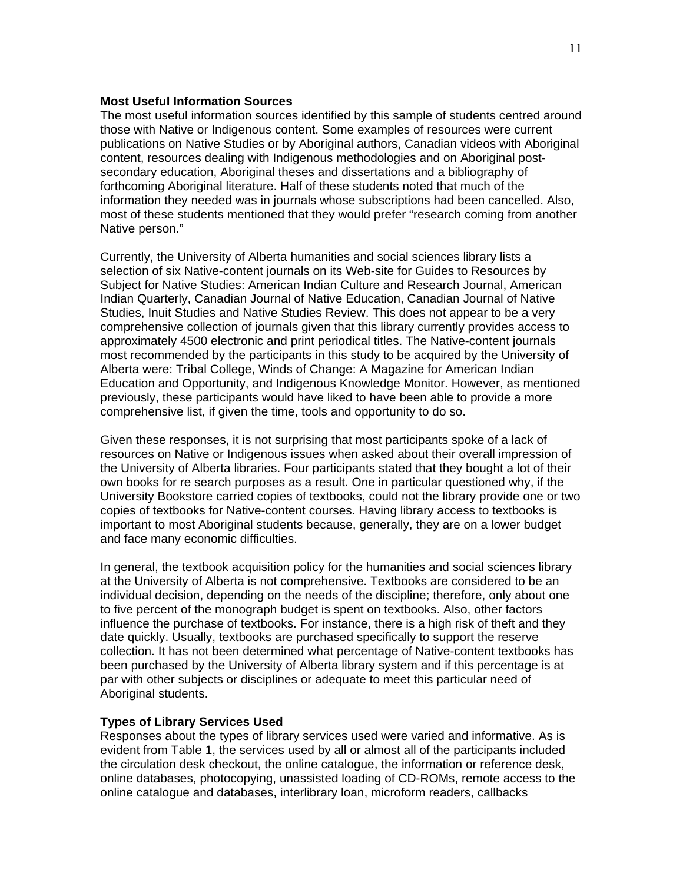**Most Useful Information Sources**

The most useful information sources identified by this sample of students centred around those with Native or Indigenous content. Some examples of resources were current publications on Native Studies or by Aboriginal authors, Canadian videos with Aboriginal content, resources dealing with Indigenous methodologies and on Aboriginal post-secondary education, Aboriginal theses and dissertations and a bibliography of forthcoming Aboriginal literature. Half of these students noted that much of the information they needed was in journals whose subscriptions had been cancelled. Also, most of these students mentioned that they would prefer "research coming from another Native person."

Currently, the University of Alberta humanities and social sciences library lists a selection of six Native-content journals on its Web-site for Guides to Resources by Subject for Native Studies: American Indian Culture and Research Journal, American Indian Quarterly, Canadian Journal of Native Education, Canadian Journal of Native Studies, Inuit Studies and Native Studies Review. This does not appear to be a very comprehensive collection of journals given that this library currently provides access to approximately 4500 electronic and print periodical titles. The Native-content journals most recommended by the participants in this study to be acquired by the University of Alberta were: Tribal College, Winds of Change: A Magazine for American Indian Education and Opportunity, and Indigenous Knowledge Monitor. However, as mentioned previously, these participants would have liked to have been able to provide a more comprehensive list, if given the time, tools and opportunity to do so.

Given these responses, it is not surprising that most participants spoke of a lack of resources on Native or Indigenous issues when asked about their overall impression of the University of Alberta libraries. Four participants stated that they bought a lot of their own books for re search purposes as a result. One in particular questioned why, if the University Bookstore carried copies of textbooks, could not the library provide one or two copies of textbooks for Native-content courses. Having library access to textbooks is important to most Aboriginal students because, generally, they are on a lower budget and face many economic difficulties.

In general, the textbook acquisition policy for the humanities and social sciences library at the University of Alberta is not comprehensive. Textbooks are considered to be an individual decision, depending on the needs of the discipline; therefore, only about one to five percent of the monograph budget is spent on textbooks. Also, other factors influence the purchase of textbooks. For instance, there is a high risk of theft and they date quickly. Usually, textbooks are purchased specifically to support the reserve collection. It has not been determined what percentage of Native-content textbooks has been purchased by the University of Alberta library system and if this percentage is at par with other subjects or disciplines or adequate to meet this particular need of Aboriginal students.

**Types of Library Services Used**

Responses about the types of library services used were varied and informative. As is evident from Table 1, the services used by all or almost all of the participants included the circulation desk checkout, the online catalogue, the information or reference desk, online databases, photocopying, unassisted loading of CD-ROMs, remote access to the online catalogue and databases, interlibrary loan, microform readers, callbacks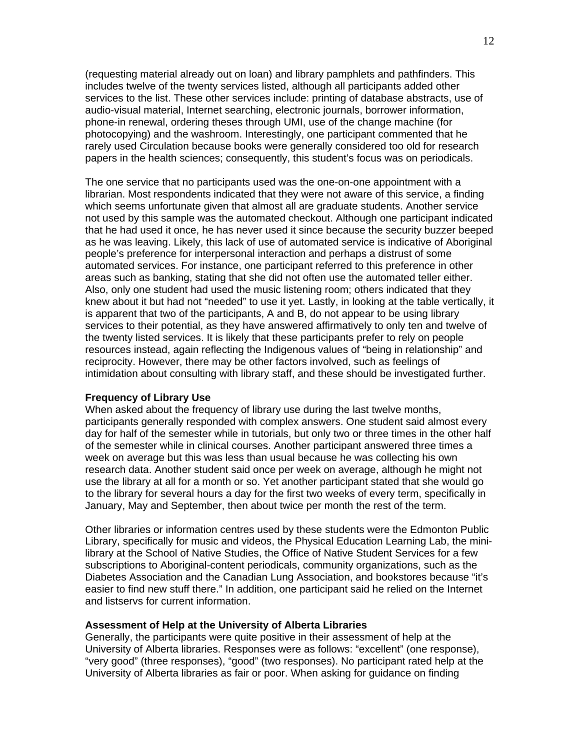(requesting material already out on loan) and library pamphlets and pathfinders. This includes twelve of the twenty services listed, although all participants added other services to the list. These other services include: printing of database abstracts, use of audio-visual material, Internet searching, electronic journals, borrower information, phone-in renewal, ordering theses through UMI, use of the change machine (for photocopying) and the washroom. Interestingly, one participant commented that he rarely used Circulation because books were generally considered too old for research papers in the health sciences; consequently, this student's focus was on periodicals.

The one service that no participants used was the one-on-one appointment with a librarian. Most respondents indicated that they were not aware of this service, a finding which seems unfortunate given that almost all are graduate students. Another service not used by this sample was the automated checkout. Although one participant indicated that he had used it once, he has never used it since because the security buzzer beeped as he was leaving. Likely, this lack of use of automated service is indicative of Aboriginal people's preference for interpersonal interaction and perhaps a distrust of some automated services. For instance, one participant referred to this preference in other areas such as banking, stating that she did not often use the automated teller either. Also, only one student had used the music listening room; others indicated that they knew about it but had not "needed" to use it yet. Lastly, in looking at the table vertically, it is apparent that two of the participants, A and B, do not appear to be using library services to their potential, as they have answered affirmatively to only ten and twelve of the twenty listed services. It is likely that these participants prefer to rely on people resources instead, again reflecting the Indigenous values of "being in relationship" and reciprocity. However, there may be other factors involved, such as feelings of intimidation about consulting with library staff, and these should be investigated further.

**Frequency of Library Use**

When asked about the frequency of library use during the last twelve months, participants generally responded with complex answers. One student said almost every day for half of the semester while in tutorials, but only two or three times in the other half of the semester while in clinical courses. Another participant answered three times a week on average but this was less than usual because he was collecting his own research data. Another student said once per week on average, although he might not use the library at all for a month or so. Yet another participant stated that she would go to the library for several hours a day for the first two weeks of every term, specifically in January, May and September, then about twice per month the rest of the term.

Other libraries or information centres used by these students were the Edmonton Public Library, specifically for music and videos, the Physical Education Learning Lab, the mini-library at the School of Native Studies, the Office of Native Student Services for a few subscriptions to Aboriginal-content periodicals, community organizations, such as the Diabetes Association and the Canadian Lung Association, and bookstores because "it's easier to find new stuff there." In addition, one participant said he relied on the Internet and listservs for current information.

**Assessment of Help at the University of Alberta Libraries**

Generally, the participants were quite positive in their assessment of help at the University of Alberta libraries. Responses were as follows: "excellent" (one response), "very good" (three responses), "good" (two responses). No participant rated help at the University of Alberta libraries as fair or poor. When asking for guidance on finding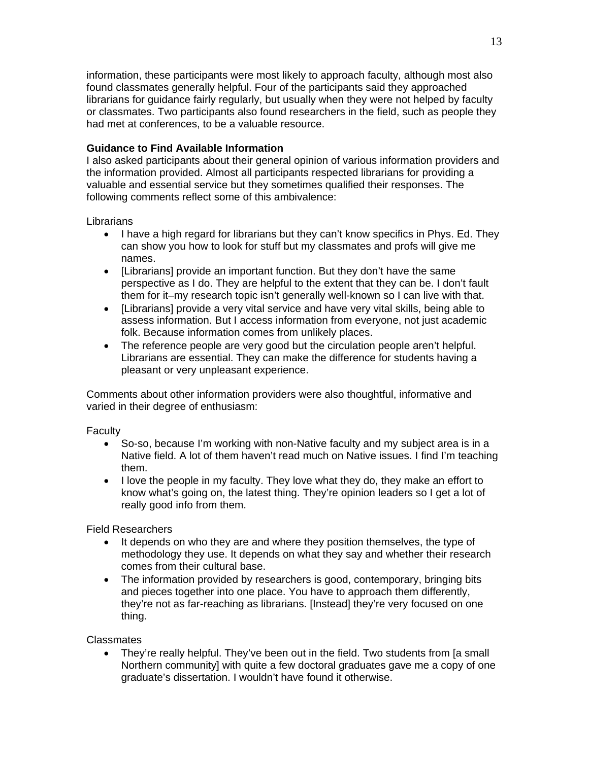information, these participants were most likely to approach faculty, although most also found classmates generally helpful. Four of the participants said they approached librarians for guidance fairly regularly, but usually when they were not helped by faculty or classmates. Two participants also found researchers in the field, such as people they had met at conferences, to be a valuable resource.

**Guidance to Find Available Information**

I also asked participants about their general opinion of various information providers and the information provided. Almost all participants respected librarians for providing a valuable and essential service but they sometimes qualified their responses. The following comments reflect some of this ambivalence:

Librarians

- I have a high regard for librarians but they can't know specifics in Phys. Ed. They can show you how to look for stuff but my classmates and profs will give me names.
- [Librarians] provide an important function. But they don't have the same perspective as I do. They are helpful to the extent that they can be. I don't fault them for it–my research topic isn't generally well-known so I can live with that.
- [Librarians] provide a very vital service and have very vital skills, being able to assess information. But I access information from everyone, not just academic folk. Because information comes from unlikely places.
- The reference people are very good but the circulation people aren't helpful. Librarians are essential. They can make the difference for students having a pleasant or very unpleasant experience.

Comments about other information providers were also thoughtful, informative and varied in their degree of enthusiasm:

Faculty

- So-so, because I'm working with non-Native faculty and my subject area is in a Native field. A lot of them haven't read much on Native issues. I find I'm teaching them.
- I love the people in my faculty. They love what they do, they make an effort to know what's going on, the latest thing. They're opinion leaders so I get a lot of really good info from them.

Field Researchers

- It depends on who they are and where they position themselves, the type of methodology they use. It depends on what they say and whether their research comes from their cultural base.
- The information provided by researchers is good, contemporary, bringing bits and pieces together into one place. You have to approach them differently, they're not as far-reaching as librarians. [Instead] they're very focused on one thing.

Classmates

- They're really helpful. They've been out in the field. Two students from [a small Northern community] with quite a few doctoral graduates gave me a copy of one graduate's dissertation. I wouldn't have found it otherwise.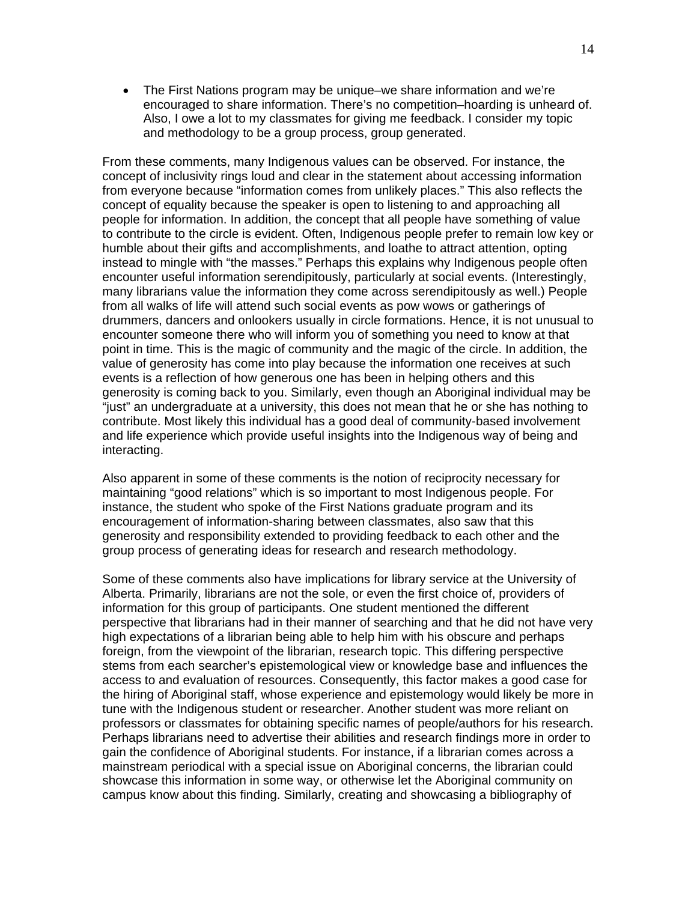- The First Nations program may be unique–we share information and we're encouraged to share information. There's no competition–hoarding is unheard of. Also, I owe a lot to my classmates for giving me feedback. I consider my topic and methodology to be a group process, group generated.

From these comments, many Indigenous values can be observed. For instance, the concept of inclusivity rings loud and clear in the statement about accessing information from everyone because "information comes from unlikely places." This also reflects the concept of equality because the speaker is open to listening to and approaching all people for information. In addition, the concept that all people have something of value to contribute to the circle is evident. Often, Indigenous people prefer to remain low key or humble about their gifts and accomplishments, and loathe to attract attention, opting instead to mingle with "the masses." Perhaps this explains why Indigenous people often encounter useful information serendipitously, particularly at social events. (Interestingly, many librarians value the information they come across serendipitously as well.) People from all walks of life will attend such social events as pow wows or gatherings of drummers, dancers and onlookers usually in circle formations. Hence, it is not unusual to encounter someone there who will inform you of something you need to know at that point in time. This is the magic of community and the magic of the circle. In addition, the value of generosity has come into play because the information one receives at such events is a reflection of how generous one has been in helping others and this generosity is coming back to you. Similarly, even though an Aboriginal individual may be "just" an undergraduate at a university, this does not mean that he or she has nothing to contribute. Most likely this individual has a good deal of community-based involvement and life experience which provide useful insights into the Indigenous way of being and interacting.

Also apparent in some of these comments is the notion of reciprocity necessary for maintaining "good relations" which is so important to most Indigenous people. For instance, the student who spoke of the First Nations graduate program and its encouragement of information-sharing between classmates, also saw that this generosity and responsibility extended to providing feedback to each other and the group process of generating ideas for research and research methodology.

Some of these comments also have implications for library service at the University of Alberta. Primarily, librarians are not the sole, or even the first choice of, providers of information for this group of participants. One student mentioned the different perspective that librarians had in their manner of searching and that he did not have very high expectations of a librarian being able to help him with his obscure and perhaps foreign, from the viewpoint of the librarian, research topic. This differing perspective stems from each searcher's epistemological view or knowledge base and influences the access to and evaluation of resources. Consequently, this factor makes a good case for the hiring of Aboriginal staff, whose experience and epistemology would likely be more in tune with the Indigenous student or researcher. Another student was more reliant on professors or classmates for obtaining specific names of people/authors for his research. Perhaps librarians need to advertise their abilities and research findings more in order to gain the confidence of Aboriginal students. For instance, if a librarian comes across a mainstream periodical with a special issue on Aboriginal concerns, the librarian could showcase this information in some way, or otherwise let the Aboriginal community on campus know about this finding. Similarly, creating and showcasing a bibliography of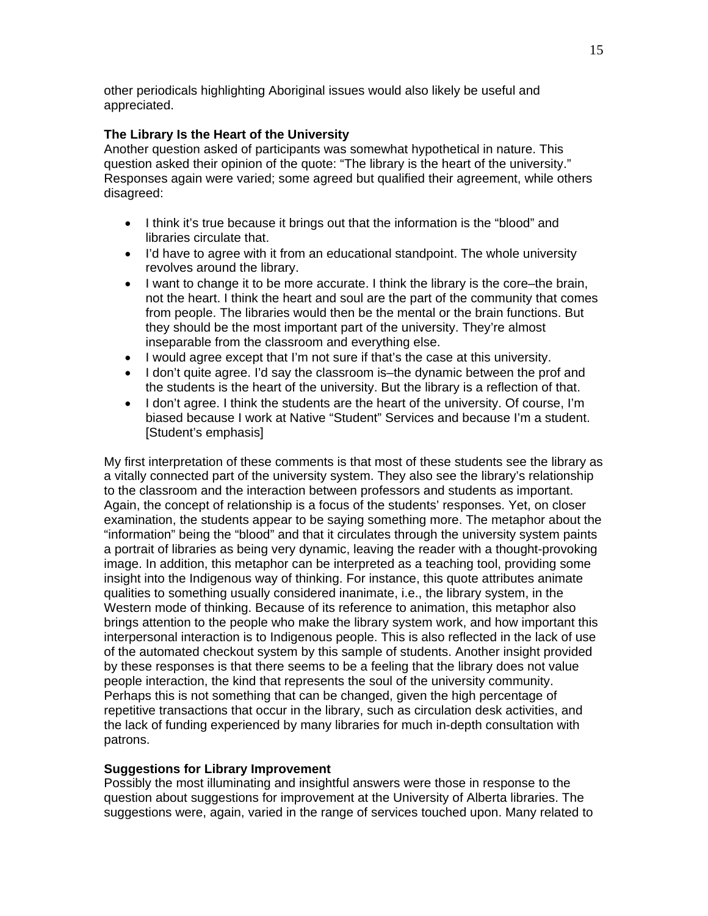other periodicals highlighting Aboriginal issues would also likely be useful and appreciated.

### The Library Is the Heart of the University

Another question asked of participants was somewhat hypothetical in nature. This question asked their opinion of the quote: "The library is the heart of the university." Responses again were varied; some agreed but qualified their agreement, while others disagreed:

- I think it's true because it brings out that the information is the "blood" and libraries circulate that.
- I'd have to agree with it from an educational standpoint. The whole university revolves around the library.
- I want to change it to be more accurate. I think the library is the core–the brain, not the heart. I think the heart and soul are the part of the community that comes from people. The libraries would then be the mental or the brain functions. But they should be the most important part of the university. They're almost inseparable from the classroom and everything else.
- I would agree except that I'm not sure if that's the case at this university.
- I don't quite agree. I'd say the classroom is–the dynamic between the prof and the students is the heart of the university. But the library is a reflection of that.
- I don't agree. I think the students are the heart of the university. Of course, I'm biased because I work at Native "Student" Services and because I'm a student. [Student's emphasis]

My first interpretation of these comments is that most of these students see the library as a vitally connected part of the university system. They also see the library's relationship to the classroom and the interaction between professors and students as important. Again, the concept of relationship is a focus of the students' responses. Yet, on closer examination, the students appear to be saying something more. The metaphor about the "information" being the "blood" and that it circulates through the university system paints a portrait of libraries as being very dynamic, leaving the reader with a thought-provoking image. In addition, this metaphor can be interpreted as a teaching tool, providing some insight into the Indigenous way of thinking. For instance, this quote attributes animate qualities to something usually considered inanimate, i.e., the library system, in the Western mode of thinking. Because of its reference to animation, this metaphor also brings attention to the people who make the library system work, and how important this interpersonal interaction is to Indigenous people. This is also reflected in the lack of use of the automated checkout system by this sample of students. Another insight provided by these responses is that there seems to be a feeling that the library does not value people interaction, the kind that represents the soul of the university community. Perhaps this is not something that can be changed, given the high percentage of repetitive transactions that occur in the library, such as circulation desk activities, and the lack of funding experienced by many libraries for much in-depth consultation with patrons.

### Suggestions for Library Improvement

Possibly the most illuminating and insightful answers were those in response to the question about suggestions for improvement at the University of Alberta libraries. The suggestions were, again, varied in the range of services touched upon. Many related to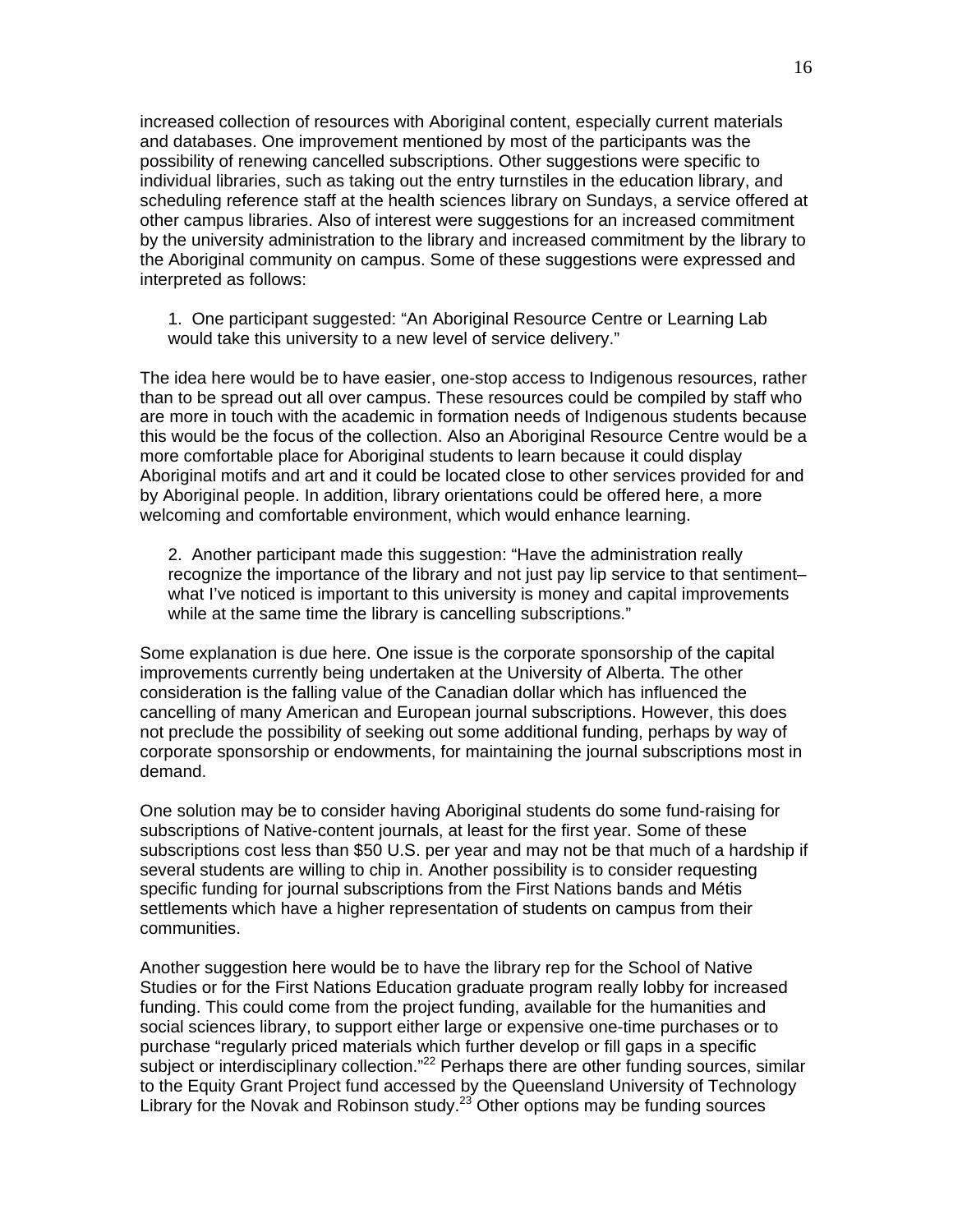increased collection of resources with Aboriginal content, especially current materials and databases. One improvement mentioned by most of the participants was the possibility of renewing cancelled subscriptions. Other suggestions were specific to individual libraries, such as taking out the entry turnstiles in the education library, and scheduling reference staff at the health sciences library on Sundays, a service offered at other campus libraries. Also of interest were suggestions for an increased commitment by the university administration to the library and increased commitment by the library to the Aboriginal community on campus. Some of these suggestions were expressed and interpreted as follows:

> 1. One participant suggested: “An Aboriginal Resource Centre or Learning Lab would take this university to a new level of service delivery.”

The idea here would be to have easier, one-stop access to Indigenous resources, rather than to be spread out all over campus. These resources could be compiled by staff who are more in touch with the academic in formation needs of Indigenous students because this would be the focus of the collection. Also an Aboriginal Resource Centre would be a more comfortable place for Aboriginal students to learn because it could display Aboriginal motifs and art and it could be located close to other services provided for and by Aboriginal people. In addition, library orientations could be offered here, a more welcoming and comfortable environment, which would enhance learning.

> 2. Another participant made this suggestion: “Have the administration really recognize the importance of the library and not just pay lip service to that sentiment–what I’ve noticed is important to this university is money and capital improvements while at the same time the library is cancelling subscriptions.”

Some explanation is due here. One issue is the corporate sponsorship of the capital improvements currently being undertaken at the University of Alberta. The other consideration is the falling value of the Canadian dollar which has influenced the cancelling of many American and European journal subscriptions. However, this does not preclude the possibility of seeking out some additional funding, perhaps by way of corporate sponsorship or endowments, for maintaining the journal subscriptions most in demand.

One solution may be to consider having Aboriginal students do some fund-raising for subscriptions of Native-content journals, at least for the first year. Some of these subscriptions cost less than $50 U.S. per year and may not be that much of a hardship if several students are willing to chip in. Another possibility is to consider requesting specific funding for journal subscriptions from the First Nations bands and Métis settlements which have a higher representation of students on campus from their communities.

Another suggestion here would be to have the library rep for the School of Native Studies or for the First Nations Education graduate program really lobby for increased funding. This could come from the project funding, available for the humanities and social sciences library, to support either large or expensive one-time purchases or to purchase “regularly priced materials which further develop or fill gaps in a specific subject or interdisciplinary collection.”[22] Perhaps there are other funding sources, similar to the Equity Grant Project fund accessed by the Queensland University of Technology Library for the Novak and Robinson study.[23] Other options may be funding sources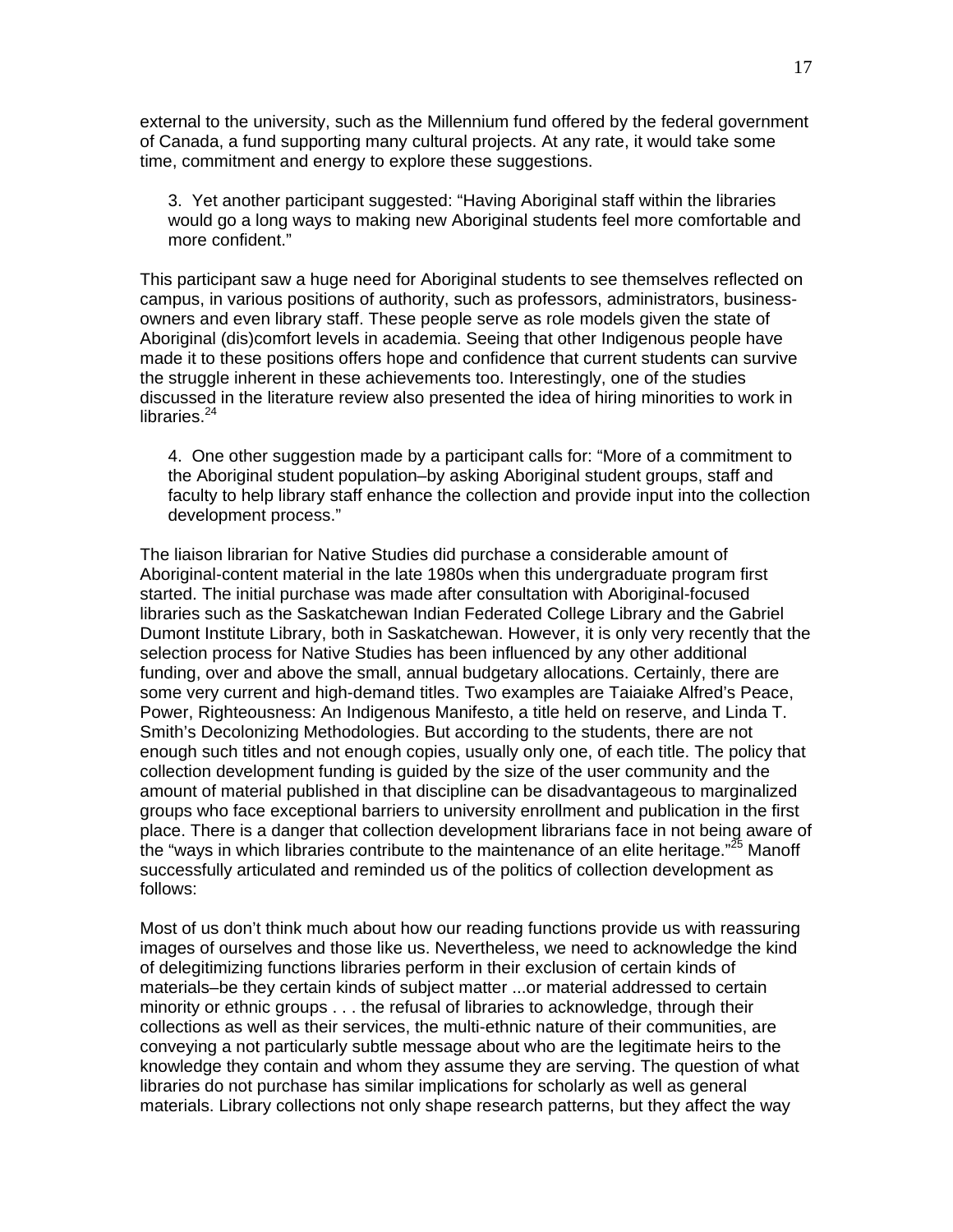external to the university, such as the Millennium fund offered by the federal government of Canada, a fund supporting many cultural projects. At any rate, it would take some time, commitment and energy to explore these suggestions.

> 3. Yet another participant suggested: “Having Aboriginal staff within the libraries would go a long ways to making new Aboriginal students feel more comfortable and more confident.”

This participant saw a huge need for Aboriginal students to see themselves reflected on campus, in various positions of authority, such as professors, administrators, business-owners and even library staff. These people serve as role models given the state of Aboriginal (dis)comfort levels in academia. Seeing that other Indigenous people have made it to these positions offers hope and confidence that current students can survive the struggle inherent in these achievements too. Interestingly, one of the studies discussed in the literature review also presented the idea of hiring minorities to work in libraries.[24]

> 4. One other suggestion made by a participant calls for: “More of a commitment to the Aboriginal student population–by asking Aboriginal student groups, staff and faculty to help library staff enhance the collection and provide input into the collection development process.”

The liaison librarian for Native Studies did purchase a considerable amount of Aboriginal-content material in the late 1980s when this undergraduate program first started. The initial purchase was made after consultation with Aboriginal-focused libraries such as the Saskatchewan Indian Federated College Library and the Gabriel Dumont Institute Library, both in Saskatchewan. However, it is only very recently that the selection process for Native Studies has been influenced by any other additional funding, over and above the small, annual budgetary allocations. Certainly, there are some very current and high-demand titles. Two examples are Taiaiake Alfred’s Peace, Power, Righteousness: An Indigenous Manifesto, a title held on reserve, and Linda T. Smith’s Decolonizing Methodologies. But according to the students, there are not enough such titles and not enough copies, usually only one, of each title. The policy that collection development funding is guided by the size of the user community and the amount of material published in that discipline can be disadvantageous to marginalized groups who face exceptional barriers to university enrollment and publication in the first place. There is a danger that collection development librarians face in not being aware of the “ways in which libraries contribute to the maintenance of an elite heritage.”[25] Manoff successfully articulated and reminded us of the politics of collection development as follows:

Most of us don’t think much about how our reading functions provide us with reassuring images of ourselves and those like us. Nevertheless, we need to acknowledge the kind of delegitimizing functions libraries perform in their exclusion of certain kinds of materials–be they certain kinds of subject matter ...or material addressed to certain minority or ethnic groups . . . the refusal of libraries to acknowledge, through their collections as well as their services, the multi-ethnic nature of their communities, are conveying a not particularly subtle message about who are the legitimate heirs to the knowledge they contain and whom they assume they are serving. The question of what libraries do not purchase has similar implications for scholarly as well as general materials. Library collections not only shape research patterns, but they affect the way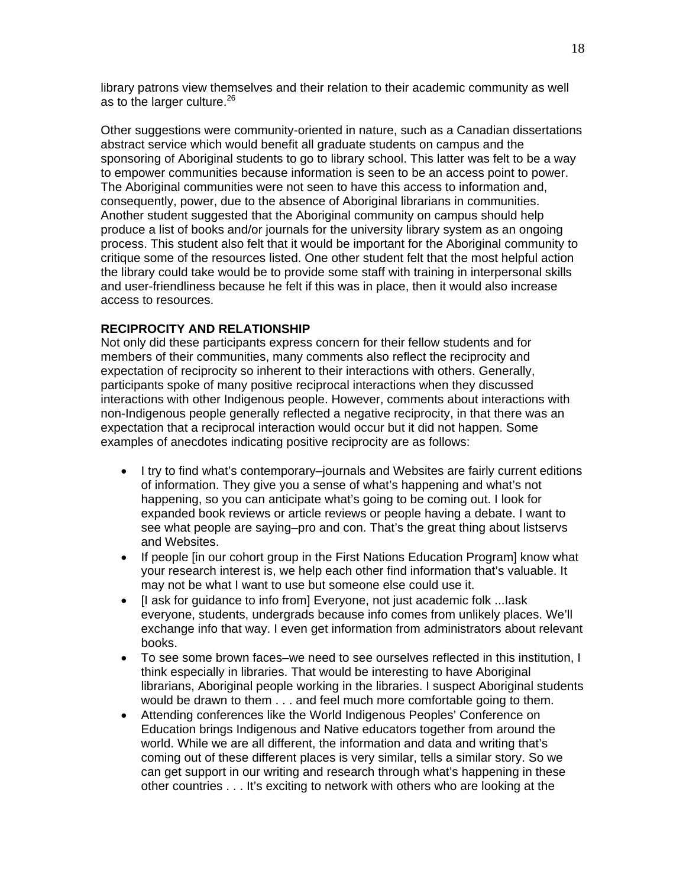library patrons view themselves and their relation to their academic community as well as to the larger culture.[26]

Other suggestions were community-oriented in nature, such as a Canadian dissertations abstract service which would benefit all graduate students on campus and the sponsoring of Aboriginal students to go to library school. This latter was felt to be a way to empower communities because information is seen to be an access point to power. The Aboriginal communities were not seen to have this access to information and, consequently, power, due to the absence of Aboriginal librarians in communities. Another student suggested that the Aboriginal community on campus should help produce a list of books and/or journals for the university library system as an ongoing process. This student also felt that it would be important for the Aboriginal community to critique some of the resources listed. One other student felt that the most helpful action the library could take would be to provide some staff with training in interpersonal skills and user-friendliness because he felt if this was in place, then it would also increase access to resources.

**RECIPROCITY AND RELATIONSHIP**

Not only did these participants express concern for their fellow students and for members of their communities, many comments also reflect the reciprocity and expectation of reciprocity so inherent to their interactions with others. Generally, participants spoke of many positive reciprocal interactions when they discussed interactions with other Indigenous people. However, comments about interactions with non-Indigenous people generally reflected a negative reciprocity, in that there was an expectation that a reciprocal interaction would occur but it did not happen. Some examples of anecdotes indicating positive reciprocity are as follows:

- I try to find what's contemporary–journals and Websites are fairly current editions of information. They give you a sense of what's happening and what's not happening, so you can anticipate what's going to be coming out. I look for expanded book reviews or article reviews or people having a debate. I want to see what people are saying–pro and con. That's the great thing about listservs and Websites.
- If people [in our cohort group in the First Nations Education Program] know what your research interest is, we help each other find information that's valuable. It may not be what I want to use but someone else could use it.
- [I ask for guidance to info from] Everyone, not just academic folk ...Iask everyone, students, undergrads because info comes from unlikely places. We'll exchange info that way. I even get information from administrators about relevant books.
- To see some brown faces–we need to see ourselves reflected in this institution, I think especially in libraries. That would be interesting to have Aboriginal librarians, Aboriginal people working in the libraries. I suspect Aboriginal students would be drawn to them . . . and feel much more comfortable going to them.
- Attending conferences like the World Indigenous Peoples' Conference on Education brings Indigenous and Native educators together from around the world. While we are all different, the information and data and writing that's coming out of these different places is very similar, tells a similar story. So we can get support in our writing and research through what's happening in these other countries . . . It's exciting to network with others who are looking at the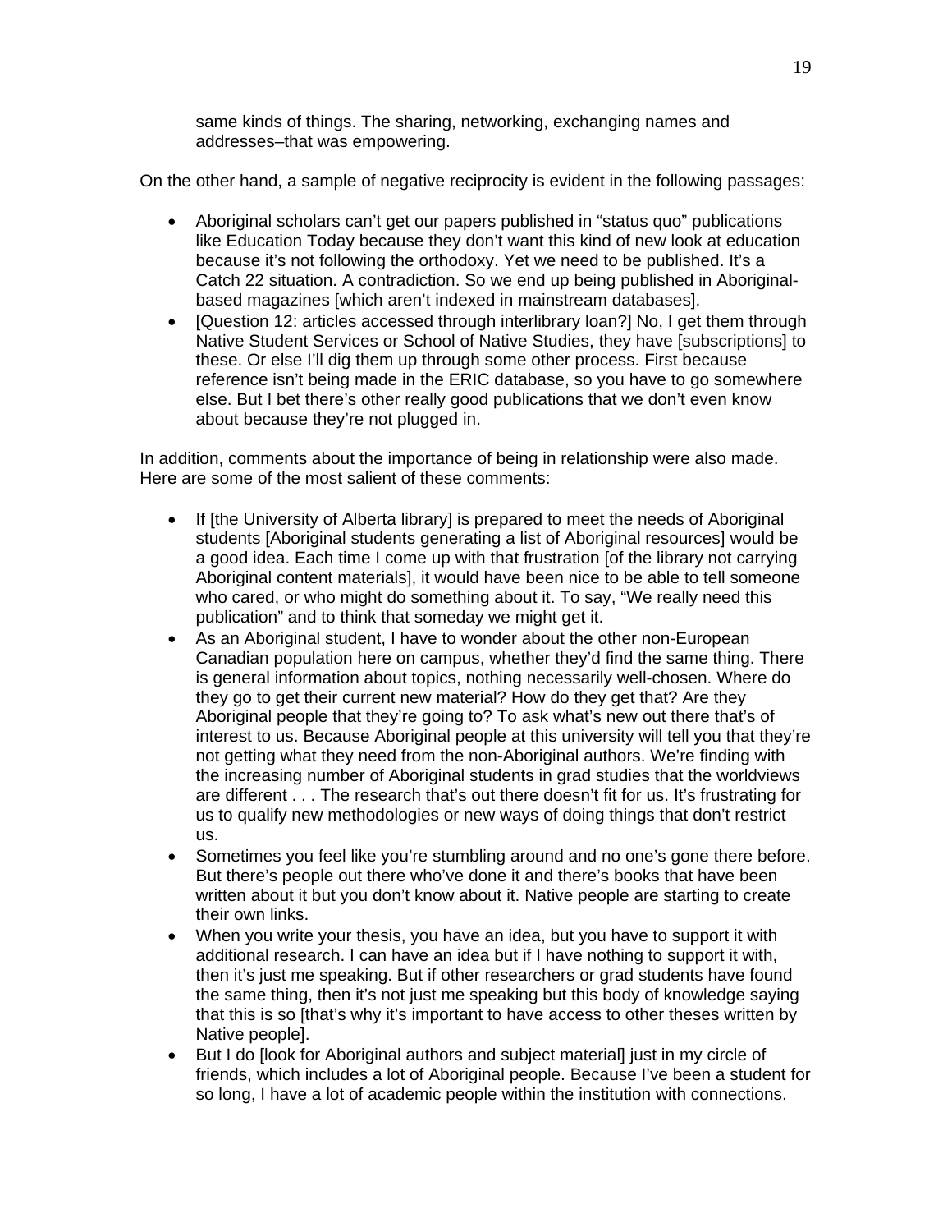same kinds of things. The sharing, networking, exchanging names and addresses–that was empowering.

On the other hand, a sample of negative reciprocity is evident in the following passages:

- Aboriginal scholars can't get our papers published in "status quo" publications like Education Today because they don't want this kind of new look at education because it's not following the orthodoxy. Yet we need to be published. It's a Catch 22 situation. A contradiction. So we end up being published in Aboriginal-based magazines [which aren't indexed in mainstream databases].
- [Question 12: articles accessed through interlibrary loan?] No, I get them through Native Student Services or School of Native Studies, they have [subscriptions] to these. Or else I'll dig them up through some other process. First because reference isn't being made in the ERIC database, so you have to go somewhere else. But I bet there's other really good publications that we don't even know about because they're not plugged in.

In addition, comments about the importance of being in relationship were also made. Here are some of the most salient of these comments:

- If [the University of Alberta library] is prepared to meet the needs of Aboriginal students [Aboriginal students generating a list of Aboriginal resources] would be a good idea. Each time I come up with that frustration [of the library not carrying Aboriginal content materials], it would have been nice to be able to tell someone who cared, or who might do something about it. To say, "We really need this publication" and to think that someday we might get it.
- As an Aboriginal student, I have to wonder about the other non-European Canadian population here on campus, whether they'd find the same thing. There is general information about topics, nothing necessarily well-chosen. Where do they go to get their current new material? How do they get that? Are they Aboriginal people that they're going to? To ask what's new out there that's of interest to us. Because Aboriginal people at this university will tell you that they're not getting what they need from the non-Aboriginal authors. We're finding with the increasing number of Aboriginal students in grad studies that the worldviews are different . . . The research that's out there doesn't fit for us. It's frustrating for us to qualify new methodologies or new ways of doing things that don't restrict us.
- Sometimes you feel like you're stumbling around and no one's gone there before. But there's people out there who've done it and there's books that have been written about it but you don't know about it. Native people are starting to create their own links.
- When you write your thesis, you have an idea, but you have to support it with additional research. I can have an idea but if I have nothing to support it with, then it's just me speaking. But if other researchers or grad students have found the same thing, then it's not just me speaking but this body of knowledge saying that this is so [that's why it's important to have access to other theses written by Native people].
- But I do [look for Aboriginal authors and subject material] just in my circle of friends, which includes a lot of Aboriginal people. Because I've been a student for so long, I have a lot of academic people within the institution with connections.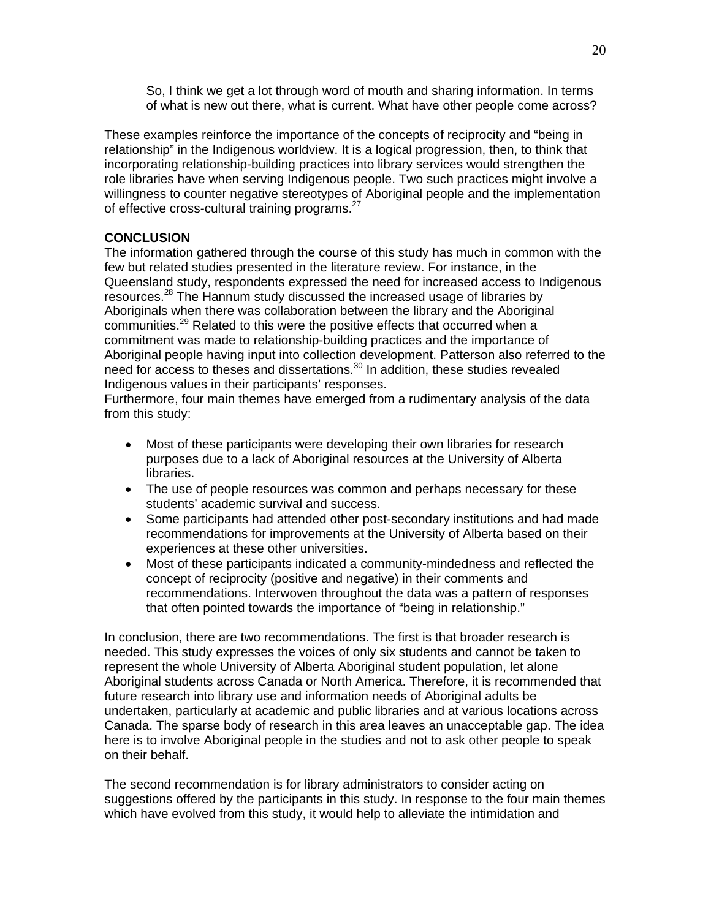> So, I think we get a lot through word of mouth and sharing information. In terms of what is new out there, what is current. What have other people come across?

These examples reinforce the importance of the concepts of reciprocity and "being in relationship" in the Indigenous worldview. It is a logical progression, then, to think that incorporating relationship-building practices into library services would strengthen the role libraries have when serving Indigenous people. Two such practices might involve a willingness to counter negative stereotypes of Aboriginal people and the implementation of effective cross-cultural training programs.[27]

**CONCLUSION**

The information gathered through the course of this study has much in common with the few but related studies presented in the literature review. For instance, in the Queensland study, respondents expressed the need for increased access to Indigenous resources.[28] The Hannum study discussed the increased usage of libraries by Aboriginals when there was collaboration between the library and the Aboriginal communities.[29] Related to this were the positive effects that occurred when a commitment was made to relationship-building practices and the importance of Aboriginal people having input into collection development. Patterson also referred to the need for access to theses and dissertations.[30] In addition, these studies revealed Indigenous values in their participants' responses.

Furthermore, four main themes have emerged from a rudimentary analysis of the data from this study:

- Most of these participants were developing their own libraries for research purposes due to a lack of Aboriginal resources at the University of Alberta libraries.
- The use of people resources was common and perhaps necessary for these students' academic survival and success.
- Some participants had attended other post-secondary institutions and had made recommendations for improvements at the University of Alberta based on their experiences at these other universities.
- Most of these participants indicated a community-mindedness and reflected the concept of reciprocity (positive and negative) in their comments and recommendations. Interwoven throughout the data was a pattern of responses that often pointed towards the importance of "being in relationship."

In conclusion, there are two recommendations. The first is that broader research is needed. This study expresses the voices of only six students and cannot be taken to represent the whole University of Alberta Aboriginal student population, let alone Aboriginal students across Canada or North America. Therefore, it is recommended that future research into library use and information needs of Aboriginal adults be undertaken, particularly at academic and public libraries and at various locations across Canada. The sparse body of research in this area leaves an unacceptable gap. The idea here is to involve Aboriginal people in the studies and not to ask other people to speak on their behalf.

The second recommendation is for library administrators to consider acting on suggestions offered by the participants in this study. In response to the four main themes which have evolved from this study, it would help to alleviate the intimidation and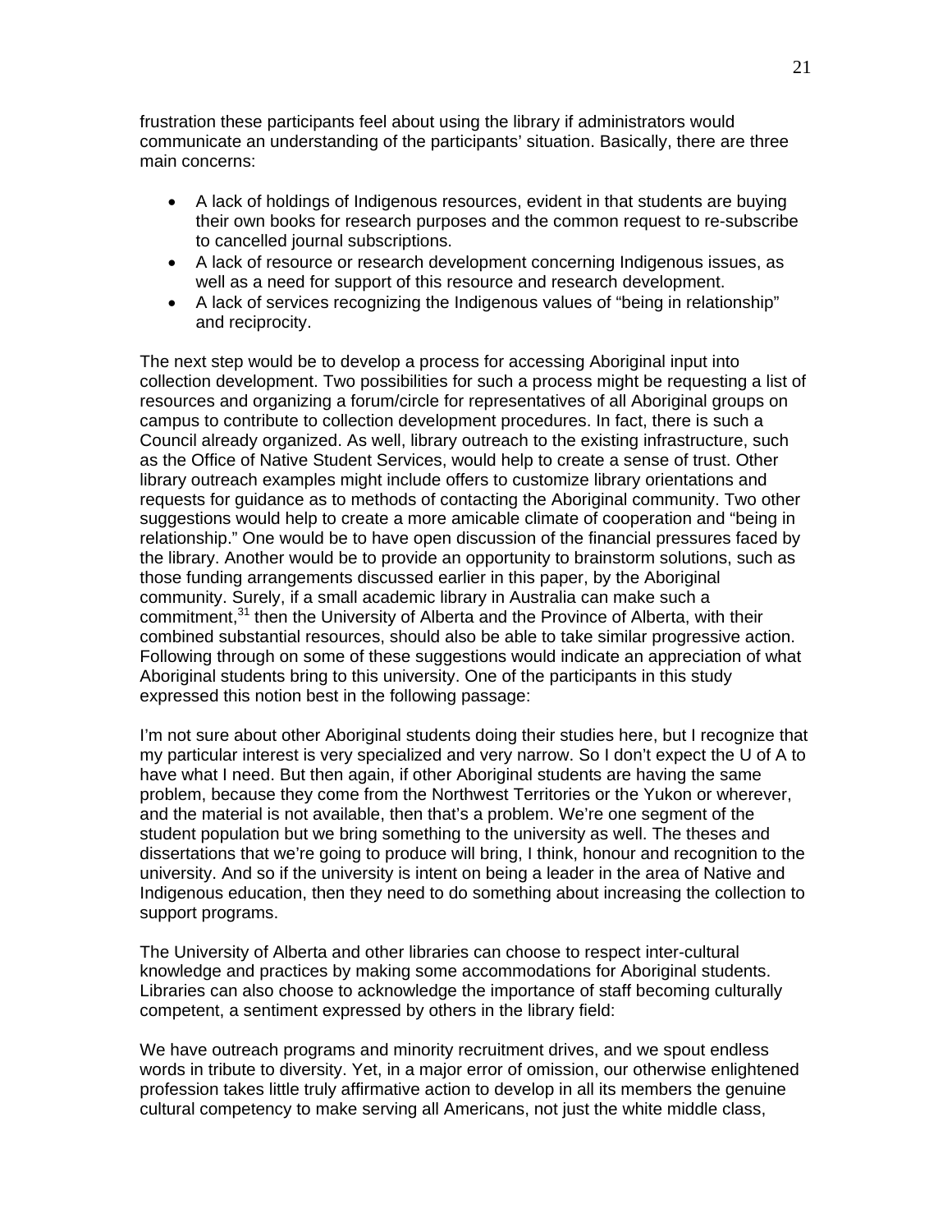frustration these participants feel about using the library if administrators would communicate an understanding of the participants' situation. Basically, there are three main concerns:

- A lack of holdings of Indigenous resources, evident in that students are buying their own books for research purposes and the common request to re-subscribe to cancelled journal subscriptions.
- A lack of resource or research development concerning Indigenous issues, as well as a need for support of this resource and research development.
- A lack of services recognizing the Indigenous values of "being in relationship" and reciprocity.

The next step would be to develop a process for accessing Aboriginal input into collection development. Two possibilities for such a process might be requesting a list of resources and organizing a forum/circle for representatives of all Aboriginal groups on campus to contribute to collection development procedures. In fact, there is such a Council already organized. As well, library outreach to the existing infrastructure, such as the Office of Native Student Services, would help to create a sense of trust. Other library outreach examples might include offers to customize library orientations and requests for guidance as to methods of contacting the Aboriginal community. Two other suggestions would help to create a more amicable climate of cooperation and "being in relationship." One would be to have open discussion of the financial pressures faced by the library. Another would be to provide an opportunity to brainstorm solutions, such as those funding arrangements discussed earlier in this paper, by the Aboriginal community. Surely, if a small academic library in Australia can make such a commitment,[31] then the University of Alberta and the Province of Alberta, with their combined substantial resources, should also be able to take similar progressive action. Following through on some of these suggestions would indicate an appreciation of what Aboriginal students bring to this university. One of the participants in this study expressed this notion best in the following passage:

I'm not sure about other Aboriginal students doing their studies here, but I recognize that my particular interest is very specialized and very narrow. So I don't expect the U of A to have what I need. But then again, if other Aboriginal students are having the same problem, because they come from the Northwest Territories or the Yukon or wherever, and the material is not available, then that's a problem. We're one segment of the student population but we bring something to the university as well. The theses and dissertations that we're going to produce will bring, I think, honour and recognition to the university. And so if the university is intent on being a leader in the area of Native and Indigenous education, then they need to do something about increasing the collection to support programs.

The University of Alberta and other libraries can choose to respect inter-cultural knowledge and practices by making some accommodations for Aboriginal students. Libraries can also choose to acknowledge the importance of staff becoming culturally competent, a sentiment expressed by others in the library field:

We have outreach programs and minority recruitment drives, and we spout endless words in tribute to diversity. Yet, in a major error of omission, our otherwise enlightened profession takes little truly affirmative action to develop in all its members the genuine cultural competency to make serving all Americans, not just the white middle class,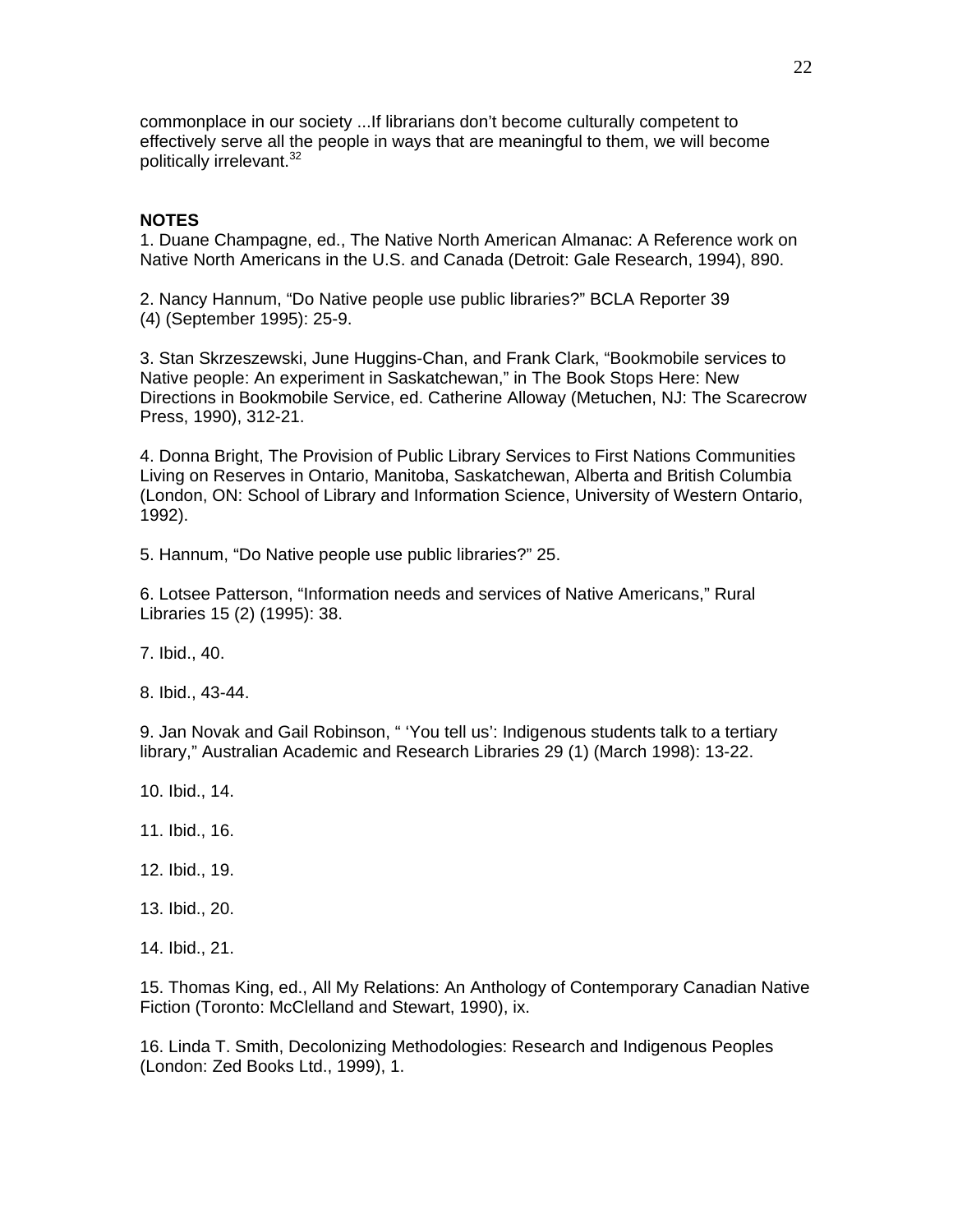commonplace in our society ...If librarians don't become culturally competent to effectively serve all the people in ways that are meaningful to them, we will become politically irrelevant.[32]

**NOTES**

1. Duane Champagne, ed., The Native North American Almanac: A Reference work on Native North Americans in the U.S. and Canada (Detroit: Gale Research, 1994), 890.

2. Nancy Hannum, "Do Native people use public libraries?" BCLA Reporter 39 (4) (September 1995): 25-9.

3. Stan Skrzeszewski, June Huggins-Chan, and Frank Clark, "Bookmobile services to Native people: An experiment in Saskatchewan," in The Book Stops Here: New Directions in Bookmobile Service, ed. Catherine Alloway (Metuchen, NJ: The Scarecrow Press, 1990), 312-21.

4. Donna Bright, The Provision of Public Library Services to First Nations Communities Living on Reserves in Ontario, Manitoba, Saskatchewan, Alberta and British Columbia (London, ON: School of Library and Information Science, University of Western Ontario, 1992).

5. Hannum, "Do Native people use public libraries?" 25.

6. Lotsee Patterson, "Information needs and services of Native Americans," Rural Libraries 15 (2) (1995): 38.

7. Ibid., 40.

8. Ibid., 43-44.

9. Jan Novak and Gail Robinson, " 'You tell us': Indigenous students talk to a tertiary library," Australian Academic and Research Libraries 29 (1) (March 1998): 13-22.

10. Ibid., 14.

11. Ibid., 16.

12. Ibid., 19.

13. Ibid., 20.

14. Ibid., 21.

15. Thomas King, ed., All My Relations: An Anthology of Contemporary Canadian Native Fiction (Toronto: McClelland and Stewart, 1990), ix.

16. Linda T. Smith, Decolonizing Methodologies: Research and Indigenous Peoples (London: Zed Books Ltd., 1999), 1.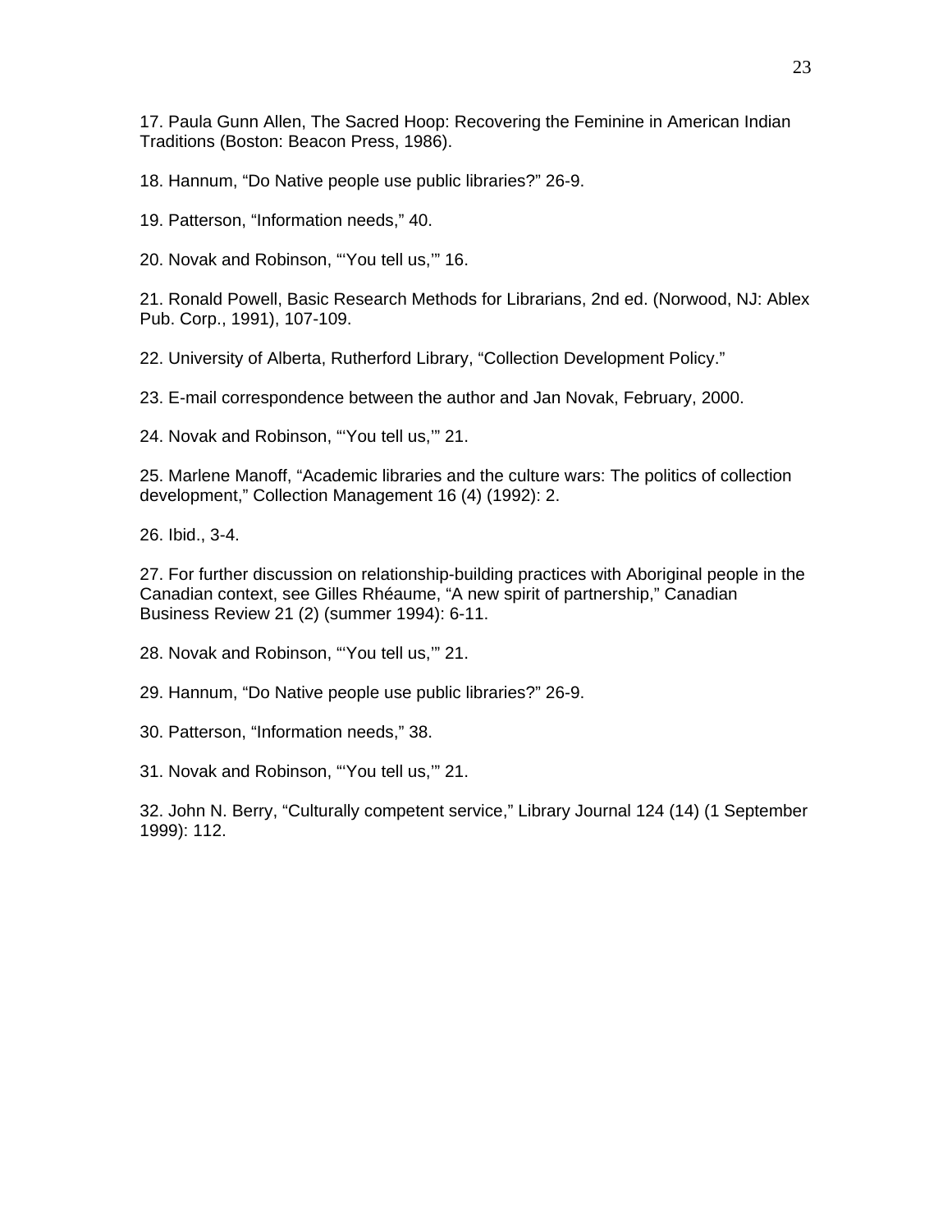17. Paula Gunn Allen, The Sacred Hoop: Recovering the Feminine in American Indian Traditions (Boston: Beacon Press, 1986).

18. Hannum, “Do Native people use public libraries?” 26-9.

19. Patterson, “Information needs,” 40.

20. Novak and Robinson, “‘You tell us,’” 16.

21. Ronald Powell, Basic Research Methods for Librarians, 2nd ed. (Norwood, NJ: Ablex Pub. Corp., 1991), 107-109.

22. University of Alberta, Rutherford Library, “Collection Development Policy.”

23. E-mail correspondence between the author and Jan Novak, February, 2000.

24. Novak and Robinson, “‘You tell us,’” 21.

25. Marlene Manoff, “Academic libraries and the culture wars: The politics of collection development,” Collection Management 16 (4) (1992): 2.

26. Ibid., 3-4.

27. For further discussion on relationship-building practices with Aboriginal people in the Canadian context, see Gilles Rhéaume, “A new spirit of partnership,” Canadian Business Review 21 (2) (summer 1994): 6-11.

28. Novak and Robinson, “‘You tell us,’” 21.

29. Hannum, “Do Native people use public libraries?” 26-9.

30. Patterson, “Information needs,” 38.

31. Novak and Robinson, “‘You tell us,’” 21.

32. John N. Berry, “Culturally competent service,” Library Journal 124 (14) (1 September 1999): 112.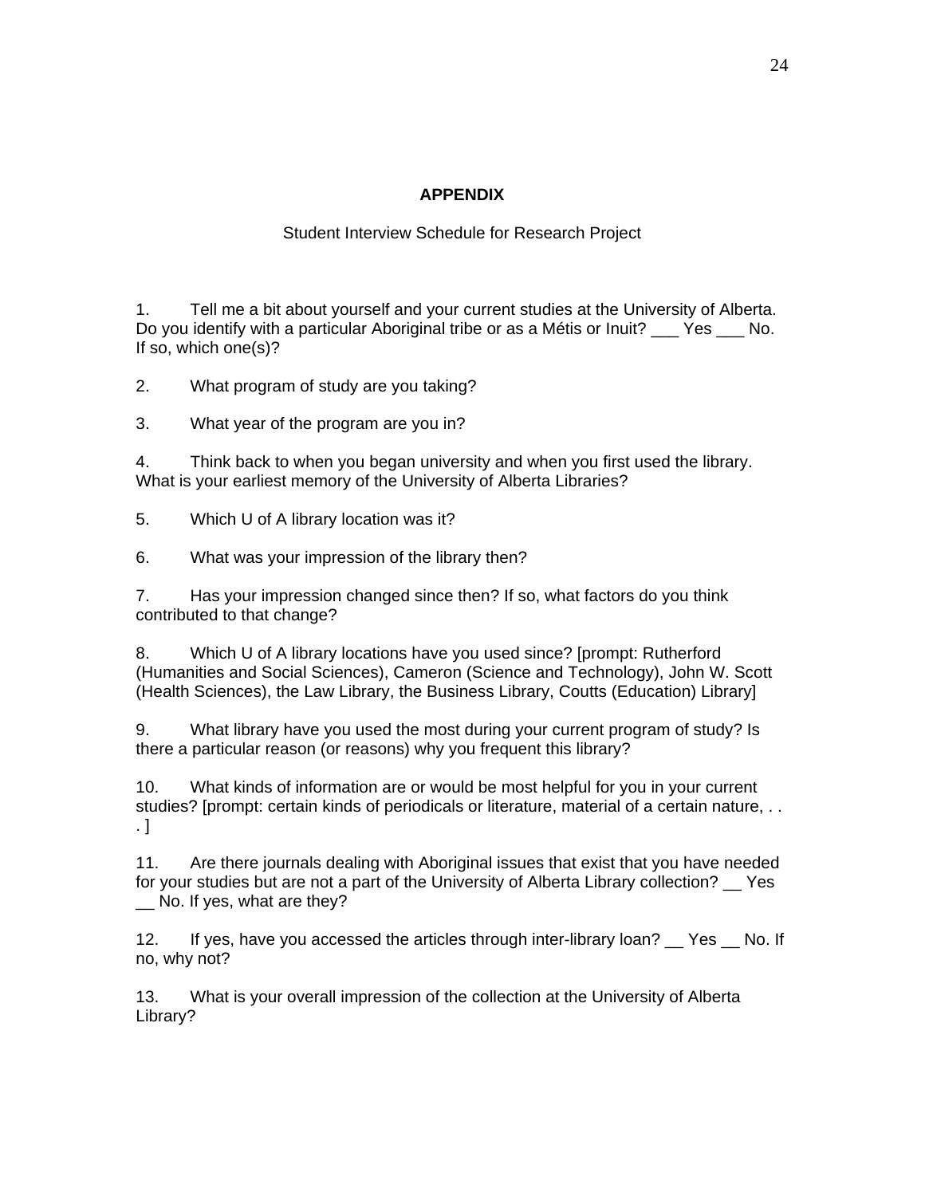# APPENDIX

Student Interview Schedule for Research Project

1. Tell me a bit about yourself and your current studies at the University of Alberta. Do you identify with a particular Aboriginal tribe or as a Métis or Inuit? ___ Yes ___ No. If so, which one(s)?

2. What program of study are you taking?

3. What year of the program are you in?

4. Think back to when you began university and when you first used the library. What is your earliest memory of the University of Alberta Libraries?

5. Which U of A library location was it?

6. What was your impression of the library then?

7. Has your impression changed since then? If so, what factors do you think contributed to that change?

8. Which U of A library locations have you used since? [prompt: Rutherford (Humanities and Social Sciences), Cameron (Science and Technology), John W. Scott (Health Sciences), the Law Library, the Business Library, Coutts (Education) Library]

9. What library have you used the most during your current program of study? Is there a particular reason (or reasons) why you frequent this library?

10. What kinds of information are or would be most helpful for you in your current studies? [prompt: certain kinds of periodicals or literature, material of a certain nature, . . . ]

11. Are there journals dealing with Aboriginal issues that exist that you have needed for your studies but are not a part of the University of Alberta Library collection? __ Yes __ No. If yes, what are they?

12. If yes, have you accessed the articles through inter-library loan? __ Yes __ No. If no, why not?

13. What is your overall impression of the collection at the University of Alberta Library?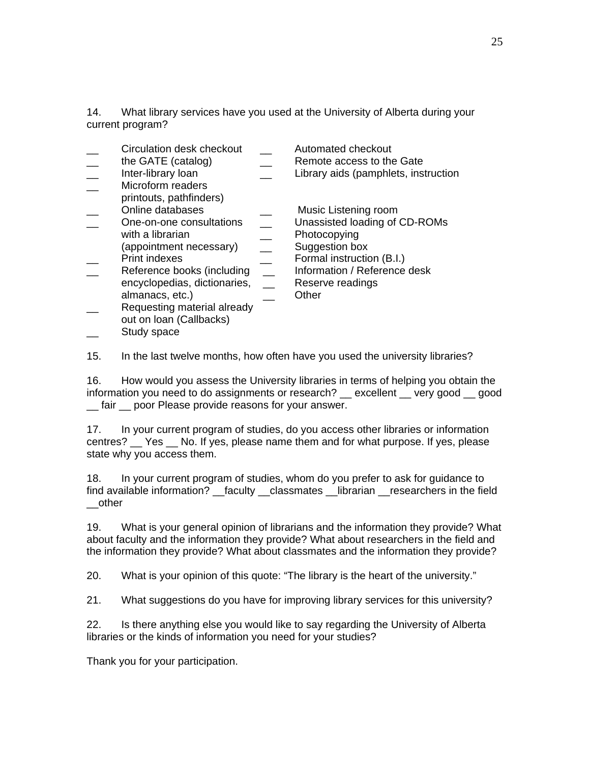14. What library services have you used at the University of Alberta during your current program?

- __ Circulation desk checkout
- __ the GATE (catalog)
- __ Inter-library loan
- __ Microform readers printouts, pathfinders)
- __ Online databases
- __ One-on-one consultations with a librarian (appointment necessary)
- __ Print indexes
- __ Reference books (including encyclopedias, dictionaries, almanacs, etc.)
- __ Requesting material already out on loan (Callbacks)
- __ Study space
- __ Automated checkout
- __ Remote access to the Gate
- __ Library aids (pamphlets, instruction
- __ Music Listening room
- __ Unassisted loading of CD-ROMs
- __ Photocopying
- __ Suggestion box
- __ Formal instruction (B.I.)
- __ Information / Reference desk
- __ Reserve readings
- __ Other

15. In the last twelve months, how often have you used the university libraries?

16. How would you assess the University libraries in terms of helping you obtain the information you need to do assignments or research? __ excellent __ very good __ good __ fair __ poor Please provide reasons for your answer.

17. In your current program of studies, do you access other libraries or information centres? __ Yes __ No. If yes, please name them and for what purpose. If yes, please state why you access them.

18. In your current program of studies, whom do you prefer to ask for guidance to find available information? __faculty __classmates __librarian __researchers in the field __other

19. What is your general opinion of librarians and the information they provide? What about faculty and the information they provide? What about researchers in the field and the information they provide? What about classmates and the information they provide?

20. What is your opinion of this quote: "The library is the heart of the university."

21. What suggestions do you have for improving library services for this university?

22. Is there anything else you would like to say regarding the University of Alberta libraries or the kinds of information you need for your studies?

Thank you for your participation.